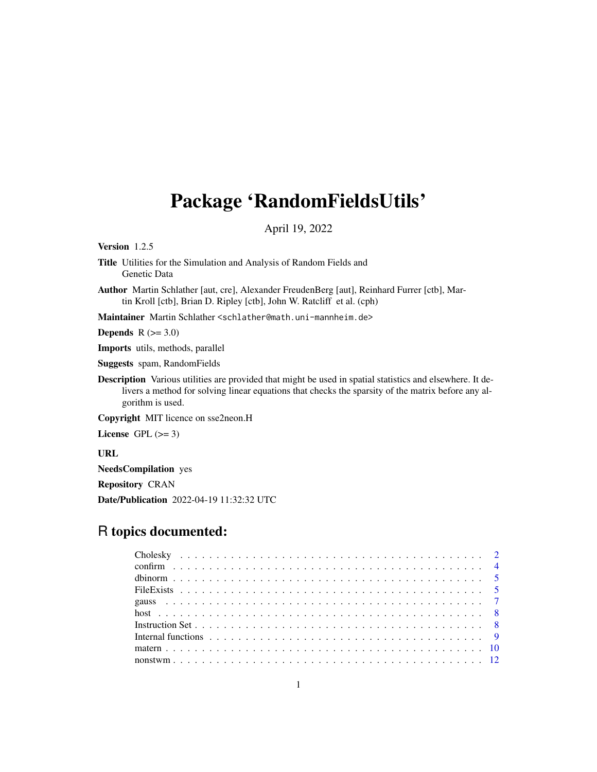# Package 'RandomFieldsUtils'

April 19, 2022

**Version** 1.2.5

**Title** Utilities for the Simulation and Analysis of Random Fields and Genetic Data

**Author** Martin Schlather [aut, cre], Alexander FreudenBerg [aut], Reinhard Furrer [ctb], Martin Kroll [ctb], Brian D. Ripley [ctb], John W. Ratcliff et al. (cph)

**Maintainer** Martin Schlather <schlather@math.uni-mannheim.de>

**Depends** R (>= 3.0)

**Imports** utils, methods, parallel

**Suggests** spam, RandomFields

**Description** Various utilities are provided that might be used in spatial statistics and elsewhere. It delivers a method for solving linear equations that checks the sparsity of the matrix before any algorithm is used.

**Copyright** MIT licence on sse2neon.H

**License** GPL (>= 3)

**URL**

**NeedsCompilation** yes

**Repository** CRAN

**Date/Publication** 2022-04-19 11:32:32 UTC

## R topics documented:

- Cholesky . . . . . . . . . . . . . . . . . . . . . . . . . . . . . . . . . . . . . . . . . . 2
- confirm . . . . . . . . . . . . . . . . . . . . . . . . . . . . . . . . . . . . . . . . . . 4
- dbinorm . . . . . . . . . . . . . . . . . . . . . . . . . . . . . . . . . . . . . . . . . . 5
- FileExists . . . . . . . . . . . . . . . . . . . . . . . . . . . . . . . . . . . . . . . . . 5
- gauss . . . . . . . . . . . . . . . . . . . . . . . . . . . . . . . . . . . . . . . . . . . 7
- host . . . . . . . . . . . . . . . . . . . . . . . . . . . . . . . . . . . . . . . . . . . . 8
- Instruction Set . . . . . . . . . . . . . . . . . . . . . . . . . . . . . . . . . . . . . . 8
- Internal functions . . . . . . . . . . . . . . . . . . . . . . . . . . . . . . . . . . . . . 9
- matern . . . . . . . . . . . . . . . . . . . . . . . . . . . . . . . . . . . . . . . . . . . 10
- nonstwm . . . . . . . . . . . . . . . . . . . . . . . . . . . . . . . . . . . . . . . . . . 12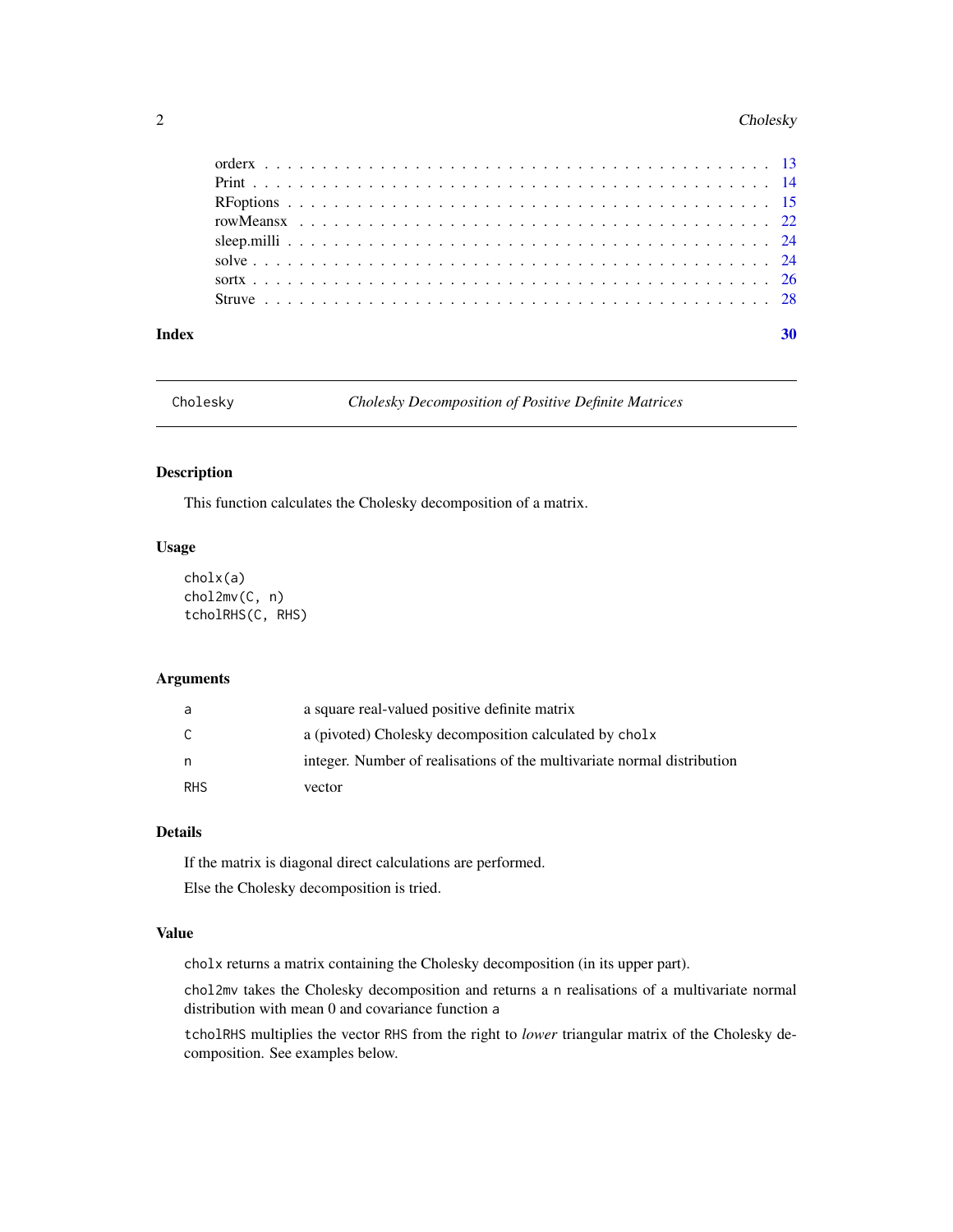| | |
|---|---|
| orderx | 13 |
| Print | 14 |
| RFoptions | 15 |
| rowMeansx | 22 |
| sleep.milli | 24 |
| solve | 24 |
| sortx | 26 |
| Struve | 28 |

**Index** **30**

---

Cholesky — *Cholesky Decomposition of Positive Definite Matrices*

---

## Description

This function calculates the Cholesky decomposition of a matrix.

## Usage

```
cholx(a)
chol2mv(C, n)
tcholRHS(C, RHS)
```

## Arguments

| | |
|---|---|
| a | a square real-valued positive definite matrix |
| C | a (pivoted) Cholesky decomposition calculated by cholx |
| n | integer. Number of realisations of the multivariate normal distribution |
| RHS | vector |

## Details

If the matrix is diagonal direct calculations are performed.

Else the Cholesky decomposition is tried.

## Value

`cholx` returns a matrix containing the Cholesky decomposition (in its upper part).

`chol2mv` takes the Cholesky decomposition and returns a `n` realisations of a multivariate normal distribution with mean 0 and covariance function `a`

`tcholRHS` multiplies the vector `RHS` from the right to *lower* triangular matrix of the Cholesky decomposition. See examples below.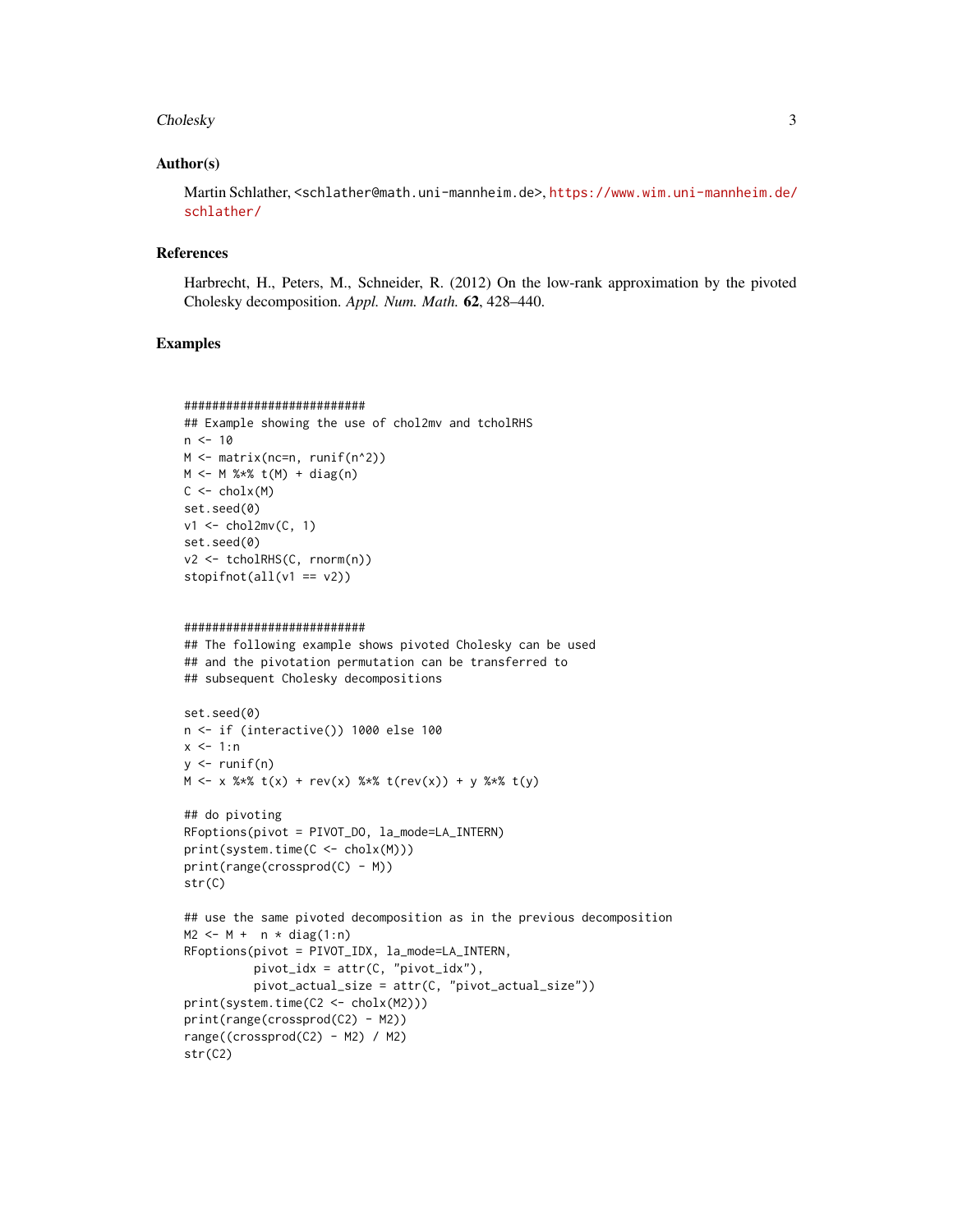### Author(s)

Martin Schlather, <schlather@math.uni-mannheim.de>, https://www.wim.uni-mannheim.de/schlather/

### References

Harbrecht, H., Peters, M., Schneider, R. (2012) On the low-rank approximation by the pivoted Cholesky decomposition. *Appl. Num. Math.* **62**, 428–440.

### Examples

```
##########################
## Example showing the use of chol2mv and tcholRHS
n <- 10
M <- matrix(nc=n, runif(n^2))
M <- M %*% t(M) + diag(n)
C <- cholx(M)
set.seed(0)
v1 <- chol2mv(C, 1)
set.seed(0)
v2 <- tcholRHS(C, rnorm(n))
stopifnot(all(v1 == v2))


##########################
## The following example shows pivoted Cholesky can be used
## and the pivotation permutation can be transferred to
## subsequent Cholesky decompositions

set.seed(0)
n <- if (interactive()) 1000 else 100
x <- 1:n
y <- runif(n)
M <- x %*% t(x) + rev(x) %*% t(rev(x)) + y %*% t(y)

## do pivoting
RFoptions(pivot = PIVOT_DO, la_mode=LA_INTERN)
print(system.time(C <- cholx(M)))
print(range(crossprod(C) - M))
str(C)

## use the same pivoted decomposition as in the previous decomposition
M2 <- M +  n * diag(1:n)
RFoptions(pivot = PIVOT_IDX, la_mode=LA_INTERN,
          pivot_idx = attr(C, "pivot_idx"),
          pivot_actual_size = attr(C, "pivot_actual_size"))
print(system.time(C2 <- cholx(M2)))
print(range(crossprod(C2) - M2))
range((crossprod(C2) - M2) / M2)
str(C2)
```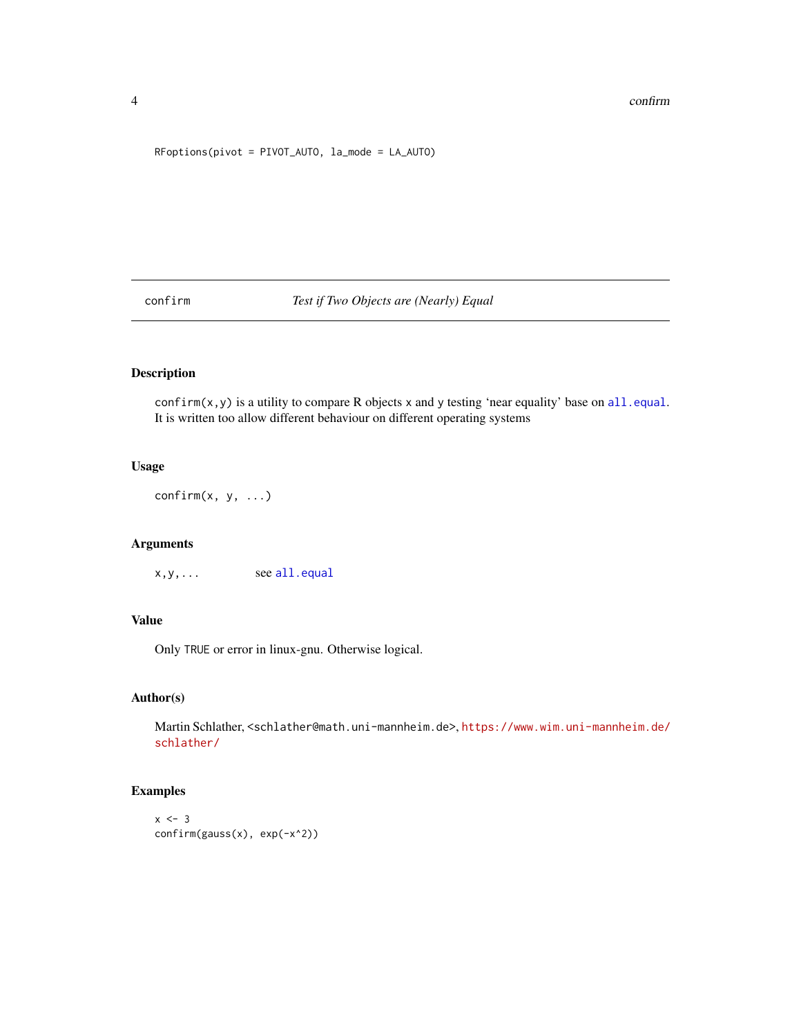```
RFoptions(pivot = PIVOT_AUTO, la_mode = LA_AUTO)
```

---

## confirm — *Test if Two Objects are (Nearly) Equal*

### Description

`confirm(x,y)` is a utility to compare R objects `x` and `y` testing 'near equality' base on `all.equal`. It is written too allow different behaviour on different operating systems

### Usage

```
confirm(x, y, ...)
```

### Arguments

| | |
|---|---|
| `x,y,...` | see `all.equal` |

### Value

Only `TRUE` or error in linux-gnu. Otherwise logical.

### Author(s)

Martin Schlather, <schlather@math.uni-mannheim.de>, https://www.wim.uni-mannheim.de/schlather/

### Examples

```
x <- 3
confirm(gauss(x), exp(-x^2))
```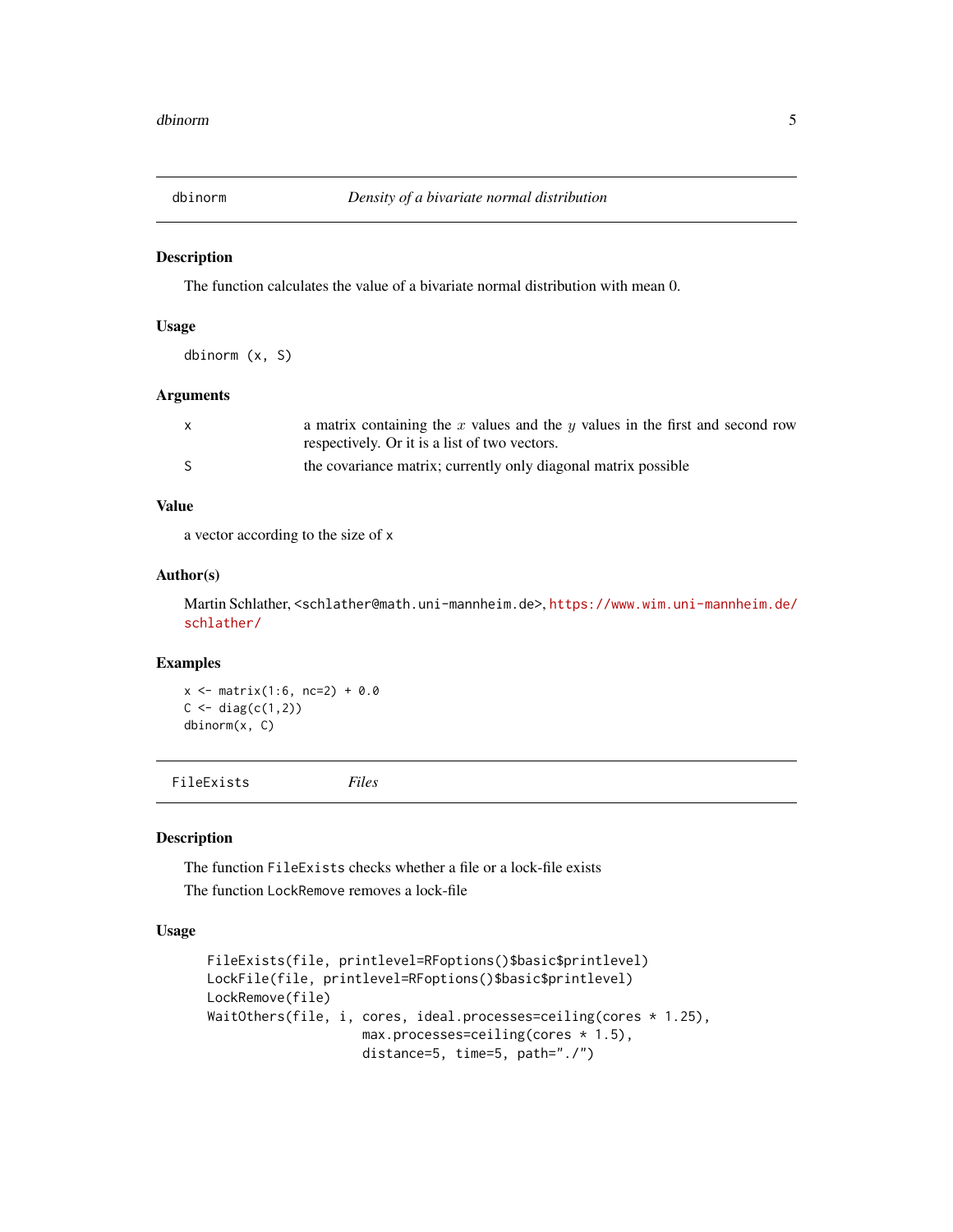## dbinorm — *Density of a bivariate normal distribution*

### Description

The function calculates the value of a bivariate normal distribution with mean 0.

### Usage

```
dbinorm (x, S)
```

### Arguments

| | |
|---|---|
| x | a matrix containing the $x$ values and the $y$ values in the first and second row respectively. Or it is a list of two vectors. |
| S | the covariance matrix; currently only diagonal matrix possible |

### Value

a vector according to the size of x

### Author(s)

Martin Schlather, <schlather@math.uni-mannheim.de>, https://www.wim.uni-mannheim.de/schlather/

### Examples

```
x <- matrix(1:6, nc=2) + 0.0
C <- diag(c(1,2))
dbinorm(x, C)
```

## FileExists — *Files*

### Description

The function FileExists checks whether a file or a lock-file exists

The function LockRemove removes a lock-file

### Usage

```
FileExists(file, printlevel=RFoptions()$basic$printlevel)
LockFile(file, printlevel=RFoptions()$basic$printlevel)
LockRemove(file)
WaitOthers(file, i, cores, ideal.processes=ceiling(cores * 1.25),
                    max.processes=ceiling(cores * 1.5),
                    distance=5, time=5, path="./")
```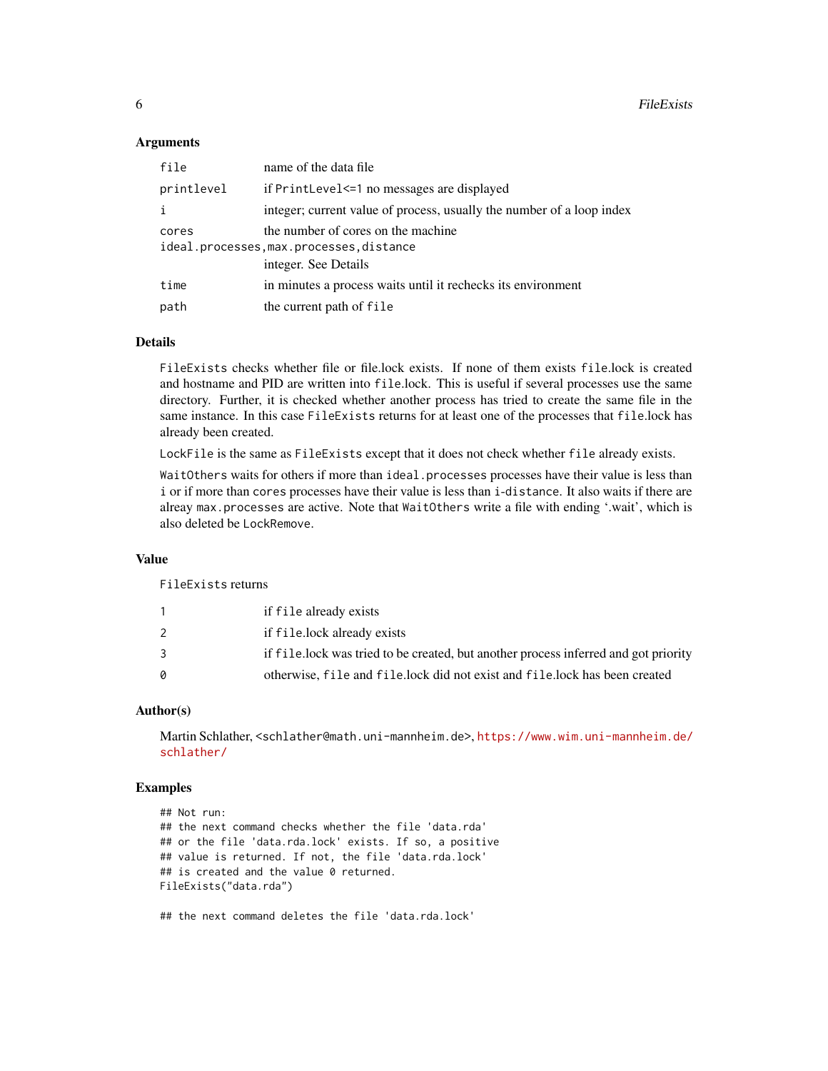### Arguments

| | |
|---|---|
| `file` | name of the data file |
| `printlevel` | if `PrintLevel<=1` no messages are displayed |
| `i` | integer; current value of process, usually the number of a loop index |
| `cores` | the number of cores on the machine |
| `ideal.processes,max.processes,distance` | integer. See Details |
| `time` | in minutes a process waits until it rechecks its environment |
| `path` | the current path of `file` |

### Details

`FileExists` checks whether file or file.lock exists. If none of them exists `file`.lock is created and hostname and PID are written into `file`.lock. This is useful if several processes use the same directory. Further, it is checked whether another process has tried to create the same file in the same instance. In this case `FileExists` returns for at least one of the processes that `file`.lock has already been created.

`LockFile` is the same as `FileExists` except that it does not check whether `file` already exists.

`WaitOthers` waits for others if more than `ideal.processes` processes have their value is less than `i` or if more than `cores` processes have their value is less than `i-distance`. It also waits if there are alreay `max.processes` are active. Note that `WaitOthers` write a file with ending '.wait', which is also deleted be `LockRemove`.

### Value

`FileExists` returns

| | |
|---|---|
| 1 | if `file` already exists |
| 2 | if `file`.lock already exists |
| 3 | if `file`.lock was tried to be created, but another process inferred and got priority |
| 0 | otherwise, `file` and `file`.lock did not exist and `file`.lock has been created |

### Author(s)

Martin Schlather, <schlather@math.uni-mannheim.de>, https://www.wim.uni-mannheim.de/schlather/

### Examples

```
## Not run:
## the next command checks whether the file 'data.rda'
## or the file 'data.rda.lock' exists. If so, a positive
## value is returned. If not, the file 'data.rda.lock'
## is created and the value 0 returned.
FileExists("data.rda")

## the next command deletes the file 'data.rda.lock'
```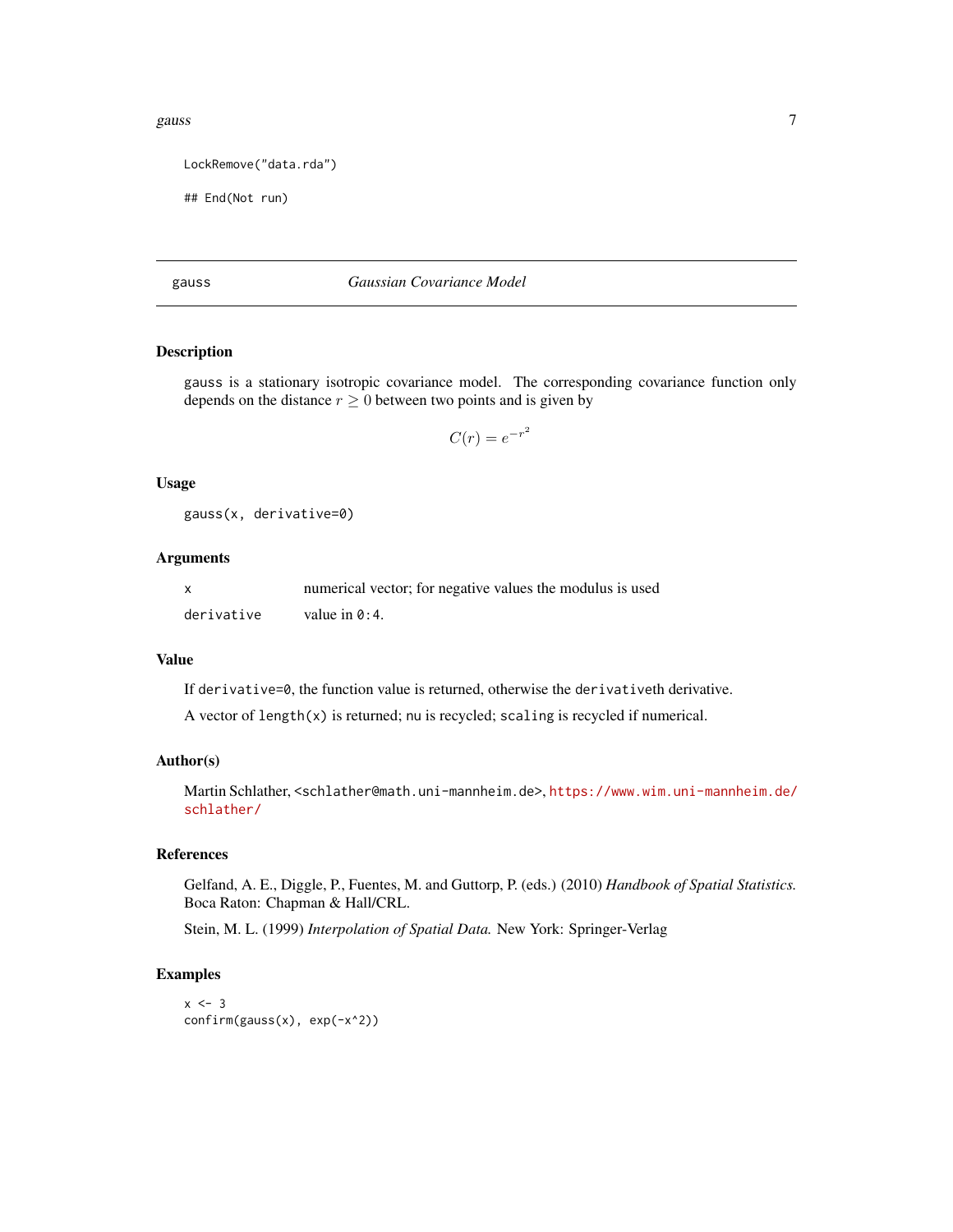```
LockRemove("data.rda")

## End(Not run)
```

---

## gauss — *Gaussian Covariance Model*

### Description

gauss is a stationary isotropic covariance model. The corresponding covariance function only depends on the distance $r \geq 0$ between two points and is given by

$$C(r) = e^{-r^2}$$

### Usage

```
gauss(x, derivative=0)
```

### Arguments

| | |
|---|---|
| x | numerical vector; for negative values the modulus is used |
| derivative | value in 0:4. |

### Value

If derivative=0, the function value is returned, otherwise the derivativeth derivative.

A vector of length(x) is returned; nu is recycled; scaling is recycled if numerical.

### Author(s)

Martin Schlather, <schlather@math.uni-mannheim.de>, https://www.wim.uni-mannheim.de/schlather/

### References

Gelfand, A. E., Diggle, P., Fuentes, M. and Guttorp, P. (eds.) (2010) *Handbook of Spatial Statistics.* Boca Raton: Chapman & Hall/CRL.

Stein, M. L. (1999) *Interpolation of Spatial Data.* New York: Springer-Verlag

### Examples

```
x <- 3
confirm(gauss(x), exp(-x^2))
```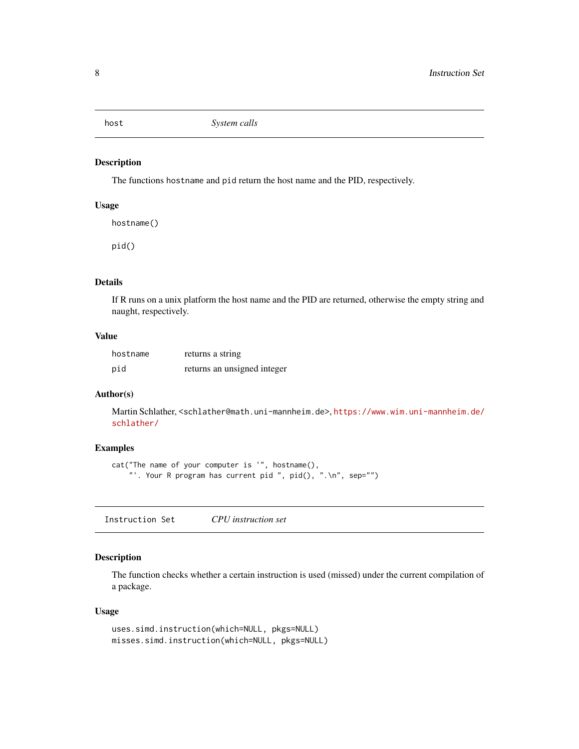## host — *System calls*

### Description

The functions `hostname` and `pid` return the host name and the PID, respectively.

### Usage

```
hostname()

pid()
```

### Details

If R runs on a unix platform the host name and the PID are returned, otherwise the empty string and naught, respectively.

### Value

| | |
|---|---|
| `hostname` | returns a string |
| `pid` | returns an unsigned integer |

### Author(s)

Martin Schlather, <schlather@math.uni-mannheim.de>, https://www.wim.uni-mannheim.de/schlather/

### Examples

```
cat("The name of your computer is '", hostname(),
    "'. Your R program has current pid ", pid(), ".\n", sep="")
```

## Instruction Set — *CPU instruction set*

### Description

The function checks whether a certain instruction is used (missed) under the current compilation of a package.

### Usage

```
uses.simd.instruction(which=NULL, pkgs=NULL)
misses.simd.instruction(which=NULL, pkgs=NULL)
```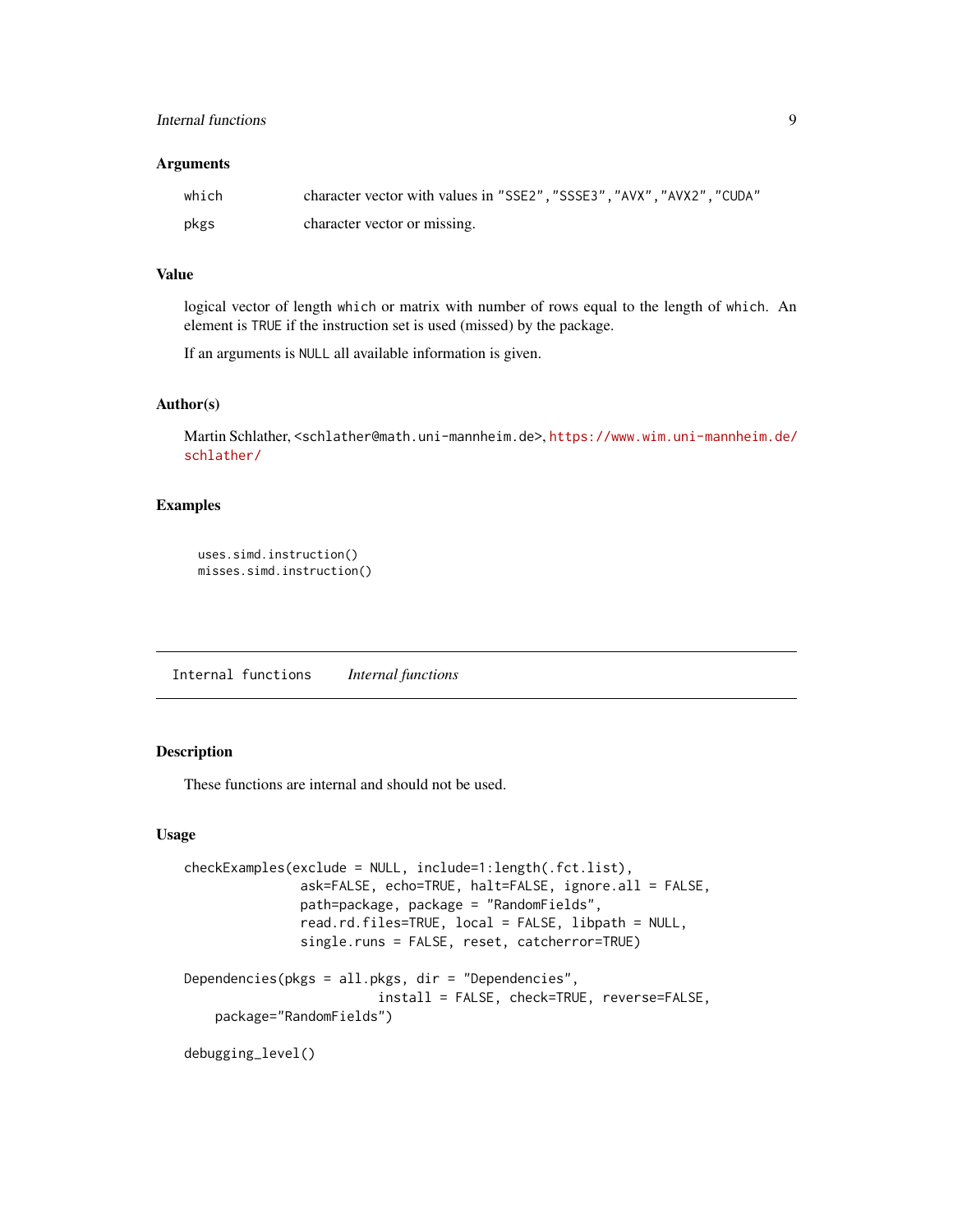### Arguments

| | |
|---|---|
| `which` | character vector with values in "SSE2","SSSE3","AVX","AVX2","CUDA" |
| `pkgs` | character vector or missing. |

### Value

logical vector of length `which` or matrix with number of rows equal to the length of `which`. An element is `TRUE` if the instruction set is used (missed) by the package.

If an arguments is `NULL` all available information is given.

### Author(s)

Martin Schlather, <schlather@math.uni-mannheim.de>, https://www.wim.uni-mannheim.de/schlather/

### Examples

```
uses.simd.instruction()
misses.simd.instruction()
```

---

## Internal functions — *Internal functions*

---

### Description

These functions are internal and should not be used.

### Usage

```
checkExamples(exclude = NULL, include=1:length(.fct.list),
              ask=FALSE, echo=TRUE, halt=FALSE, ignore.all = FALSE,
              path=package, package = "RandomFields",
              read.rd.files=TRUE, local = FALSE, libpath = NULL,
              single.runs = FALSE, reset, catcherror=TRUE)

Dependencies(pkgs = all.pkgs, dir = "Dependencies",
                          install = FALSE, check=TRUE, reverse=FALSE,
    package="RandomFields")

debugging_level()
```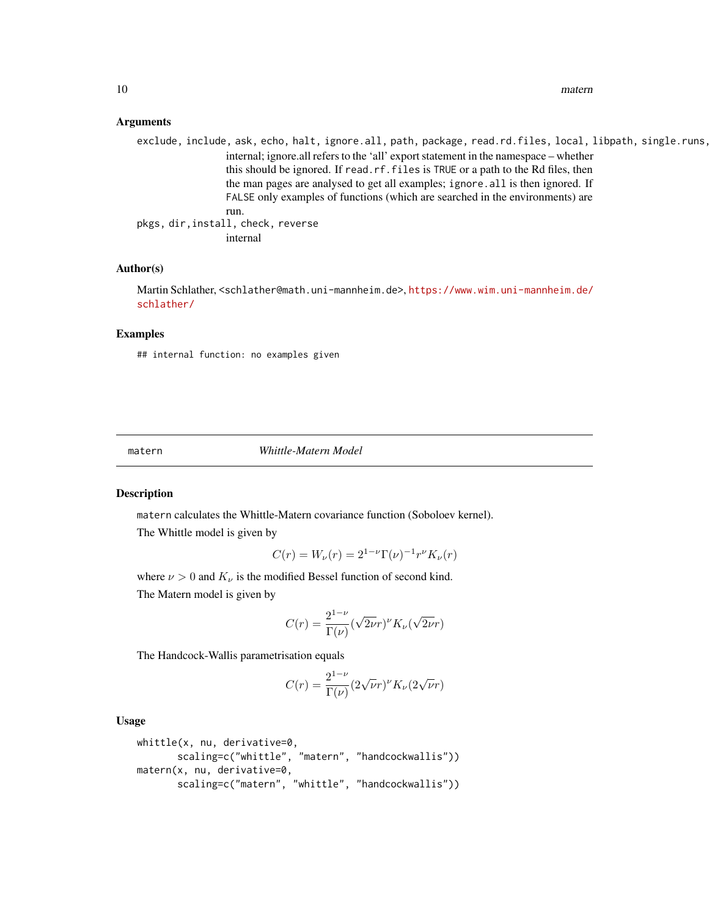### Arguments

`exclude, include, ask, echo, halt, ignore.all, path, package, read.rd.files, local, libpath, single.runs,`
: internal; ignore.all refers to the 'all' export statement in the namespace – whether this should be ignored. If `read.rf.files` is `TRUE` or a path to the Rd files, then the man pages are analysed to get all examples; `ignore.all` is then ignored. If `FALSE` only examples of functions (which are searched in the environments) are run.

`pkgs, dir,install, check, reverse`
: internal

### Author(s)

Martin Schlather, `<schlather@math.uni-mannheim.de>`, https://www.wim.uni-mannheim.de/schlather/

### Examples

```
## internal function: no examples given
```

---

## matern — *Whittle-Matern Model*

---

### Description

`matern` calculates the Whittle-Matern covariance function (Soboloev kernel).

The Whittle model is given by

$$C(r) = W_\nu(r) = 2^{1-\nu}\Gamma(\nu)^{-1}r^\nu K_\nu(r)$$

where $\nu > 0$ and $K_\nu$ is the modified Bessel function of second kind.

The Matern model is given by

$$C(r) = \frac{2^{1-\nu}}{\Gamma(\nu)}(\sqrt{2\nu}r)^\nu K_\nu(\sqrt{2\nu}r)$$

The Handcock-Wallis parametrisation equals

$$C(r) = \frac{2^{1-\nu}}{\Gamma(\nu)}(2\sqrt{\nu}r)^\nu K_\nu(2\sqrt{\nu}r)$$

### Usage

```
whittle(x, nu, derivative=0,
       scaling=c("whittle", "matern", "handcockwallis"))
matern(x, nu, derivative=0,
       scaling=c("matern", "whittle", "handcockwallis"))
```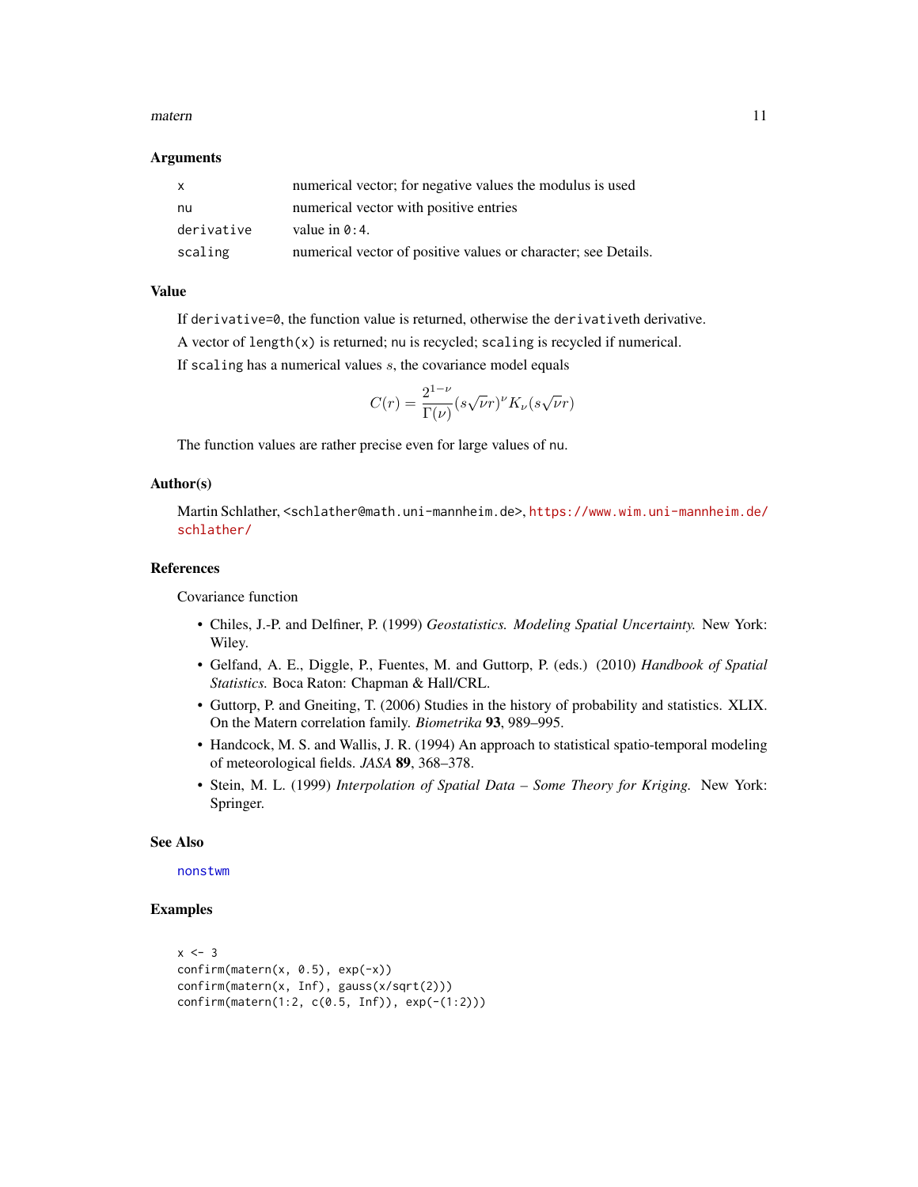## Arguments

| | |
|---|---|
| `x` | numerical vector; for negative values the modulus is used |
| `nu` | numerical vector with positive entries |
| `derivative` | value in `0:4`. |
| `scaling` | numerical vector of positive values or character; see Details. |

## Value

If `derivative=0`, the function value is returned, otherwise the `derivative`th derivative.

A vector of `length(x)` is returned; `nu` is recycled; `scaling` is recycled if numerical.

If `scaling` has a numerical values $s$, the covariance model equals

$$C(r) = \frac{2^{1-\nu}}{\Gamma(\nu)} (s\sqrt{\nu}r)^{\nu} K_{\nu}(s\sqrt{\nu}r)$$

The function values are rather precise even for large values of `nu`.

## Author(s)

Martin Schlather, <schlather@math.uni-mannheim.de>, https://www.wim.uni-mannheim.de/schlather/

## References

Covariance function

- Chiles, J.-P. and Delfiner, P. (1999) *Geostatistics. Modeling Spatial Uncertainty.* New York: Wiley.
- Gelfand, A. E., Diggle, P., Fuentes, M. and Guttorp, P. (eds.) (2010) *Handbook of Spatial Statistics.* Boca Raton: Chapman & Hall/CRL.
- Guttorp, P. and Gneiting, T. (2006) Studies in the history of probability and statistics. XLIX. On the Matern correlation family. *Biometrika* **93**, 989–995.
- Handcock, M. S. and Wallis, J. R. (1994) An approach to statistical spatio-temporal modeling of meteorological fields. *JASA* **89**, 368–378.
- Stein, M. L. (1999) *Interpolation of Spatial Data – Some Theory for Kriging.* New York: Springer.

## See Also

`nonstwm`

## Examples

```
x <- 3
confirm(matern(x, 0.5), exp(-x))
confirm(matern(x, Inf), gauss(x/sqrt(2)))
confirm(matern(1:2, c(0.5, Inf)), exp(-(1:2)))
```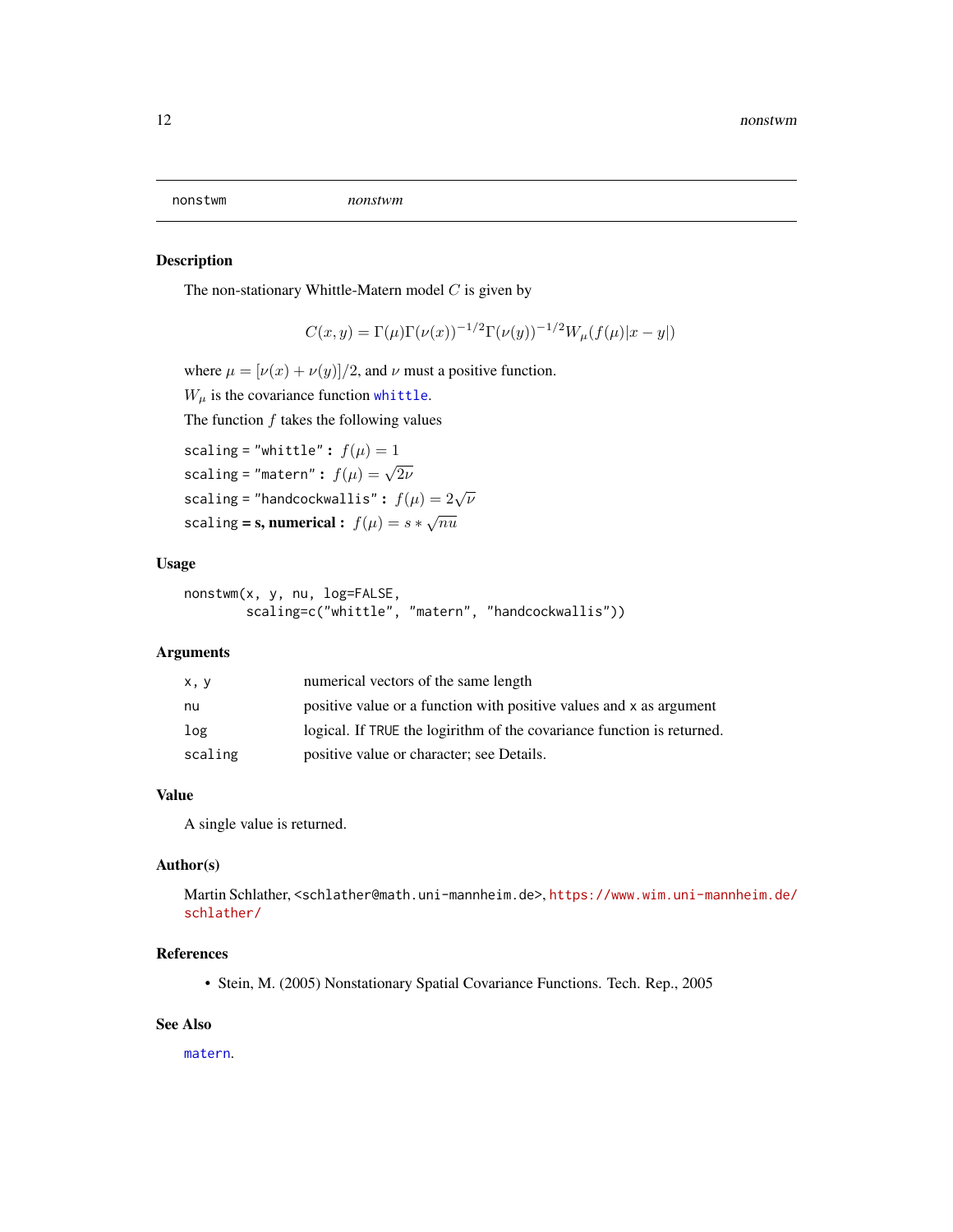| nonstwm | *nonstwm* |
|---|---|

## Description

The non-stationary Whittle-Matern model $C$ is given by

$$C(x, y) = \Gamma(\mu)\Gamma(\nu(x))^{-1/2}\Gamma(\nu(y))^{-1/2}W_{\mu}(f(\mu)|x - y|)$$

where $\mu = [\nu(x) + \nu(y)]/2$, and $\nu$ must a positive function.

$W_{\mu}$ is the covariance function `whittle`.

The function $f$ takes the following values

`scaling = "whittle"` **:** $f(\mu) = 1$

`scaling = "matern"` **:** $f(\mu) = \sqrt{2\nu}$

`scaling = "handcockwallis"` **:** $f(\mu) = 2\sqrt{\nu}$

`scaling` **= s, numerical :** $f(\mu) = s * \sqrt{nu}$

## Usage

```
nonstwm(x, y, nu, log=FALSE,
        scaling=c("whittle", "matern", "handcockwallis"))
```

## Arguments

| | |
|---|---|
| `x, y` | numerical vectors of the same length |
| `nu` | positive value or a function with positive values and `x` as argument |
| `log` | logical. If `TRUE` the logirithm of the covariance function is returned. |
| `scaling` | positive value or character; see Details. |

## Value

A single value is returned.

## Author(s)

Martin Schlather, <schlather@math.uni-mannheim.de>, https://www.wim.uni-mannheim.de/schlather/

## References

- Stein, M. (2005) Nonstationary Spatial Covariance Functions. Tech. Rep., 2005

## See Also

`matern`.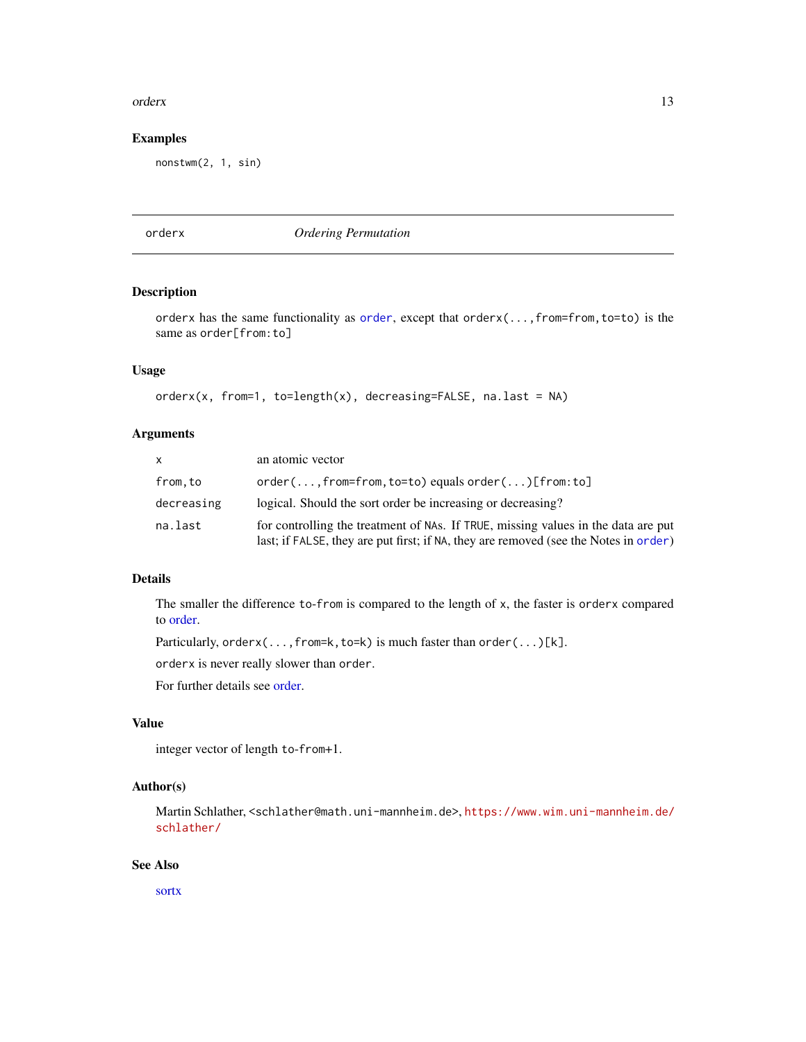### Examples

```
nonstwm(2, 1, sin)
```

---

## orderx — *Ordering Permutation*

---

### Description

`orderx` has the same functionality as `order`, except that `orderx(...,from=from,to=to)` is the same as `order[from:to]`

### Usage

```
orderx(x, from=1, to=length(x), decreasing=FALSE, na.last = NA)
```

### Arguments

| | |
|---|---|
| `x` | an atomic vector |
| `from,to` | `order(...,from=from,to=to)` equals `order(...)[from:to]` |
| `decreasing` | logical. Should the sort order be increasing or decreasing? |
| `na.last` | for controlling the treatment of `NA`s. If `TRUE`, missing values in the data are put last; if `FALSE`, they are put first; if `NA`, they are removed (see the Notes in `order`) |

### Details

The smaller the difference `to-from` is compared to the length of `x`, the faster is `orderx` compared to order.

Particularly, `orderx(...,from=k,to=k)` is much faster than `order(...)[k]`.

`orderx` is never really slower than `order`.

For further details see order.

### Value

integer vector of length `to-from+1`.

### Author(s)

Martin Schlather, `<schlather@math.uni-mannheim.de>`, https://www.wim.uni-mannheim.de/schlather/

### See Also

sortx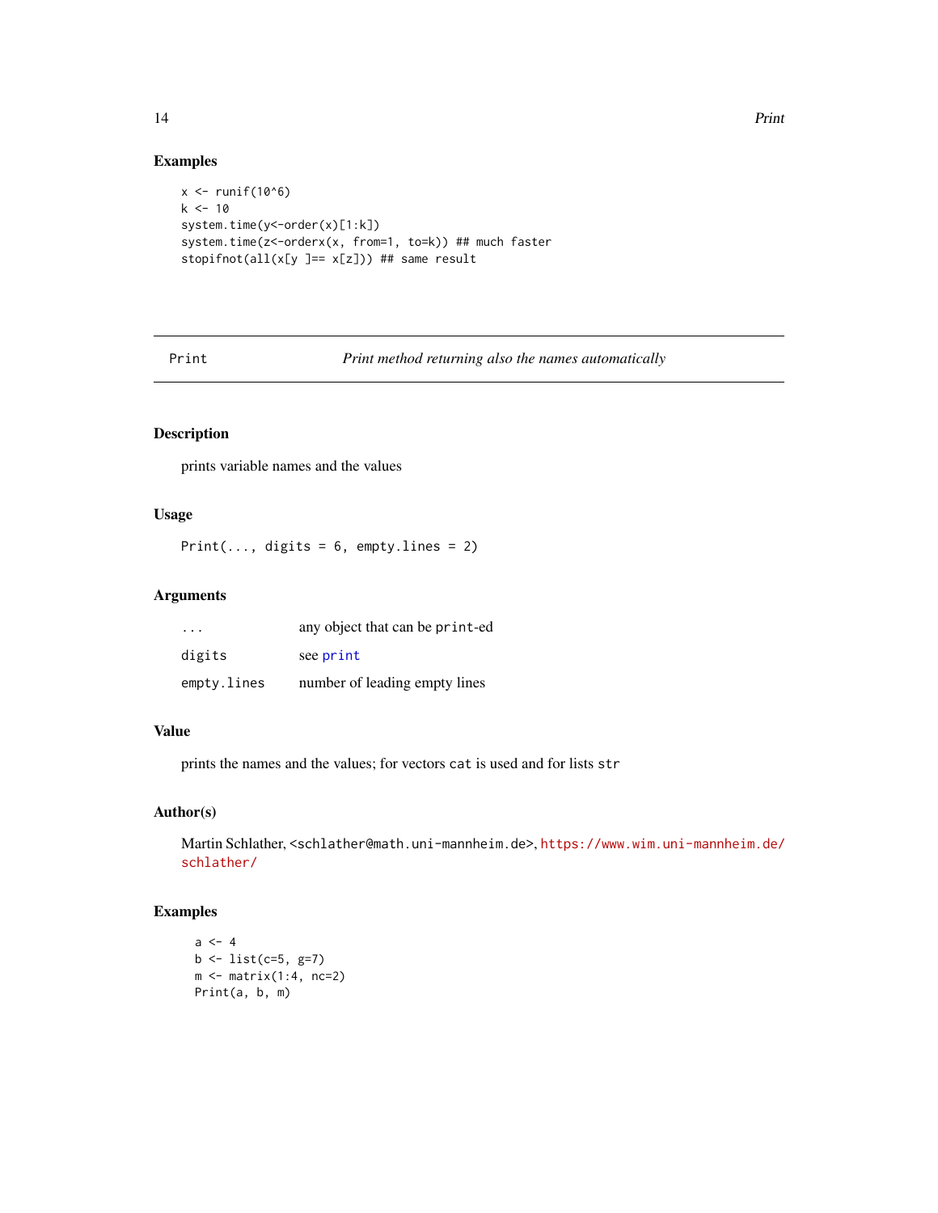## Examples

```
x <- runif(10^6)
k <- 10
system.time(y<-order(x)[1:k])
system.time(z<-orderx(x, from=1, to=k)) ## much faster
stopifnot(all(x[y ]== x[z])) ## same result
```

---

# Print — *Print method returning also the names automatically*

---

## Description

prints variable names and the values

## Usage

```
Print(..., digits = 6, empty.lines = 2)
```

## Arguments

| | |
|---|---|
| `...` | any object that can be `print`-ed |
| `digits` | see `print` |
| `empty.lines` | number of leading empty lines |

## Value

prints the names and the values; for vectors `cat` is used and for lists `str`

## Author(s)

Martin Schlather, <schlather@math.uni-mannheim.de>, https://www.wim.uni-mannheim.de/schlather/

## Examples

```
a <- 4
b <- list(c=5, g=7)
m <- matrix(1:4, nc=2)
Print(a, b, m)
```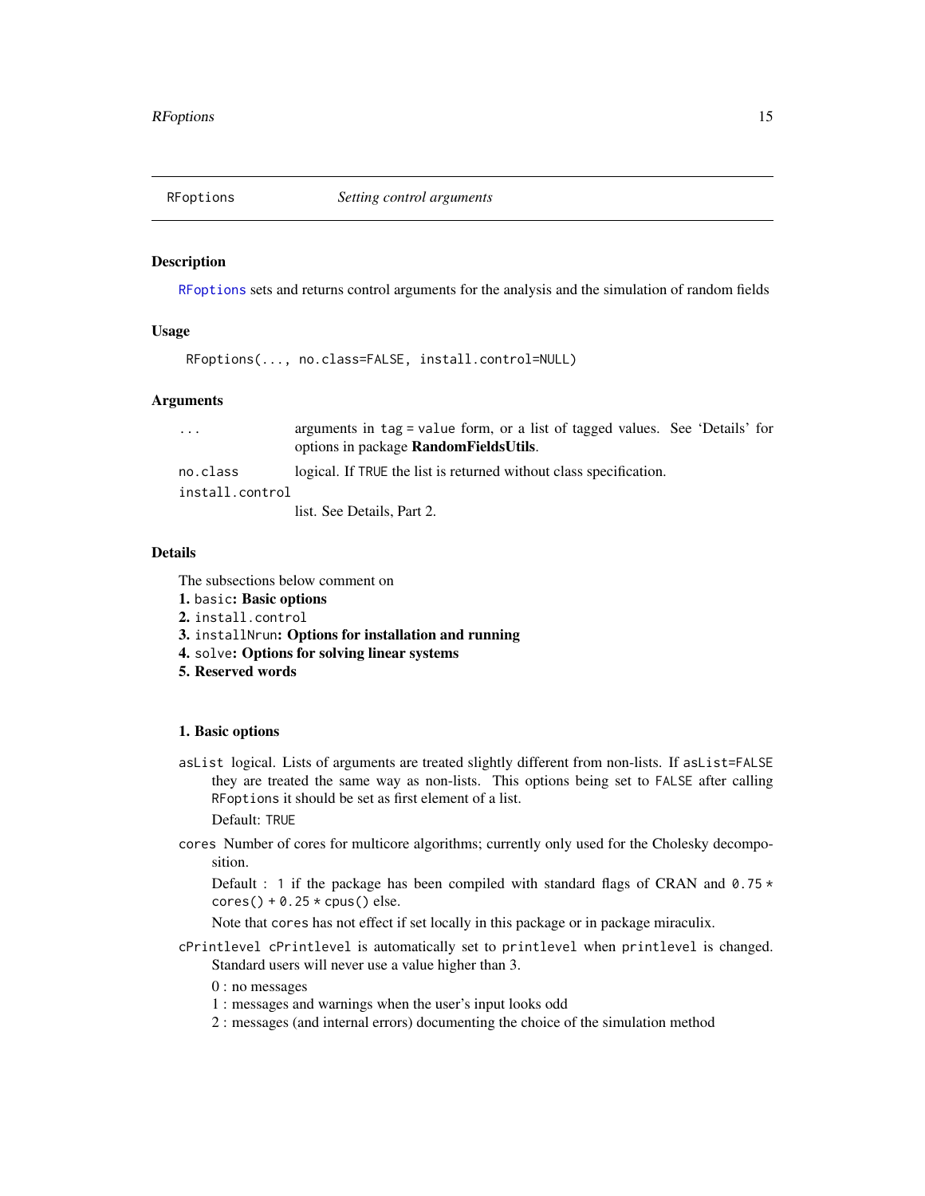RFoptions *Setting control arguments*

## Description

`RFoptions` sets and returns control arguments for the analysis and the simulation of random fields

## Usage

```
RFoptions(..., no.class=FALSE, install.control=NULL)
```

## Arguments

- `...` arguments in `tag = value` form, or a list of tagged values. See 'Details' for options in package **RandomFieldsUtils**.
- `no.class` logical. If `TRUE` the list is returned without class specification.
- `install.control` list. See Details, Part 2.

## Details

The subsections below comment on

**1.** `basic`**: Basic options**
**2.** `install.control`
**3.** `installNrun`**: Options for installation and running**
**4.** `solve`**: Options for solving linear systems**
**5. Reserved words**

### 1. Basic options

`asList` logical. Lists of arguments are treated slightly different from non-lists. If `asList=FALSE` they are treated the same way as non-lists. This options being set to `FALSE` after calling `RFoptions` it should be set as first element of a list.

Default: `TRUE`

`cores` Number of cores for multicore algorithms; currently only used for the Cholesky decomposition.

Default : `1` if the package has been compiled with standard flags of CRAN and `0.75 * cores() + 0.25 * cpus()` else.

Note that `cores` has not effect if set locally in this package or in package miraculix.

`cPrintlevel` `cPrintlevel` is automatically set to `printlevel` when `printlevel` is changed. Standard users will never use a value higher than 3.

0 : no messages
1 : messages and warnings when the user's input looks odd
2 : messages (and internal errors) documenting the choice of the simulation method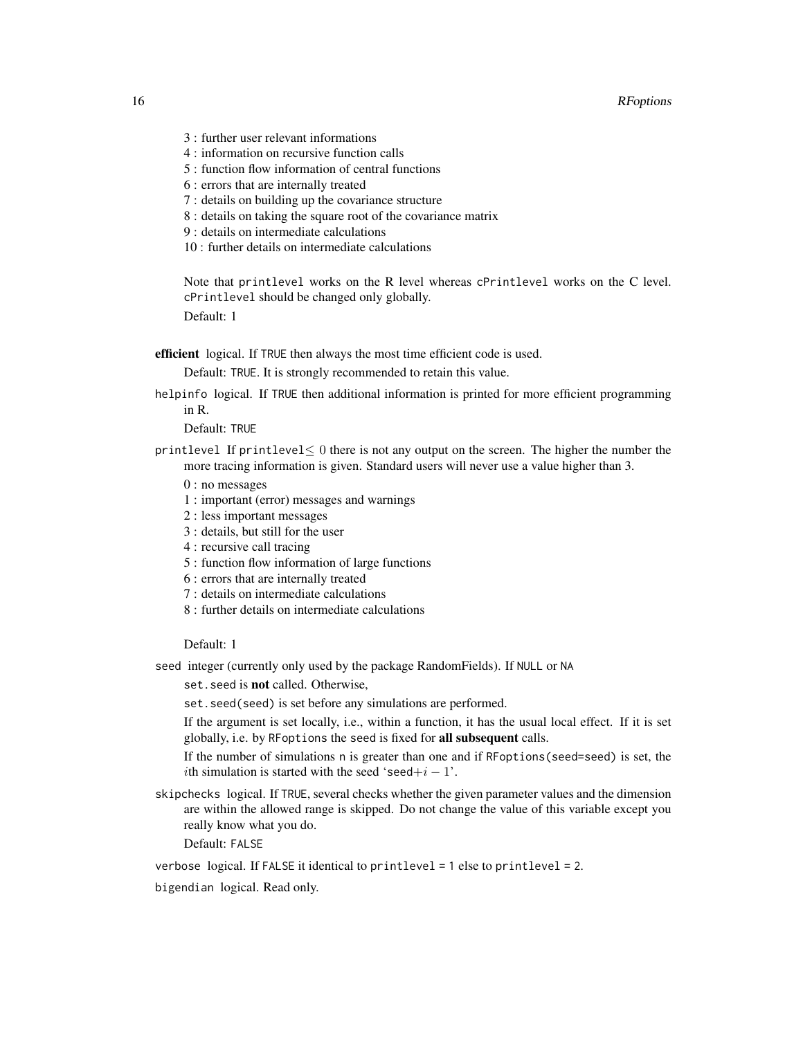3 : further user relevant informations
4 : information on recursive function calls
5 : function flow information of central functions
6 : errors that are internally treated
7 : details on building up the covariance structure
8 : details on taking the square root of the covariance matrix
9 : details on intermediate calculations
10 : further details on intermediate calculations

Note that `printlevel` works on the R level whereas `cPrintlevel` works on the C level. `cPrintlevel` should be changed only globally.

Default: 1

**efficient** logical. If `TRUE` then always the most time efficient code is used.

Default: `TRUE`. It is strongly recommended to retain this value.

`helpinfo` logical. If `TRUE` then additional information is printed for more efficient programming in R.

Default: `TRUE`

`printlevel` If `printlevel` $\leq 0$ there is not any output on the screen. The higher the number the more tracing information is given. Standard users will never use a value higher than 3.

0 : no messages
1 : important (error) messages and warnings
2 : less important messages
3 : details, but still for the user
4 : recursive call tracing
5 : function flow information of large functions
6 : errors that are internally treated
7 : details on intermediate calculations
8 : further details on intermediate calculations

Default: 1

`seed` integer (currently only used by the package RandomFields). If `NULL` or `NA`

`set.seed` is **not** called. Otherwise,

`set.seed(seed)` is set before any simulations are performed.

If the argument is set locally, i.e., within a function, it has the usual local effect. If it is set globally, i.e. by `RFoptions` the `seed` is fixed for **all subsequent** calls.

If the number of simulations `n` is greater than one and if `RFoptions(seed=seed)` is set, the $i$th simulation is started with the seed '`seed`$+i-1$'.

`skipchecks` logical. If `TRUE`, several checks whether the given parameter values and the dimension are within the allowed range is skipped. Do not change the value of this variable except you really know what you do.

Default: `FALSE`

`verbose` logical. If `FALSE` it identical to `printlevel = 1` else to `printlevel = 2`.

`bigendian` logical. Read only.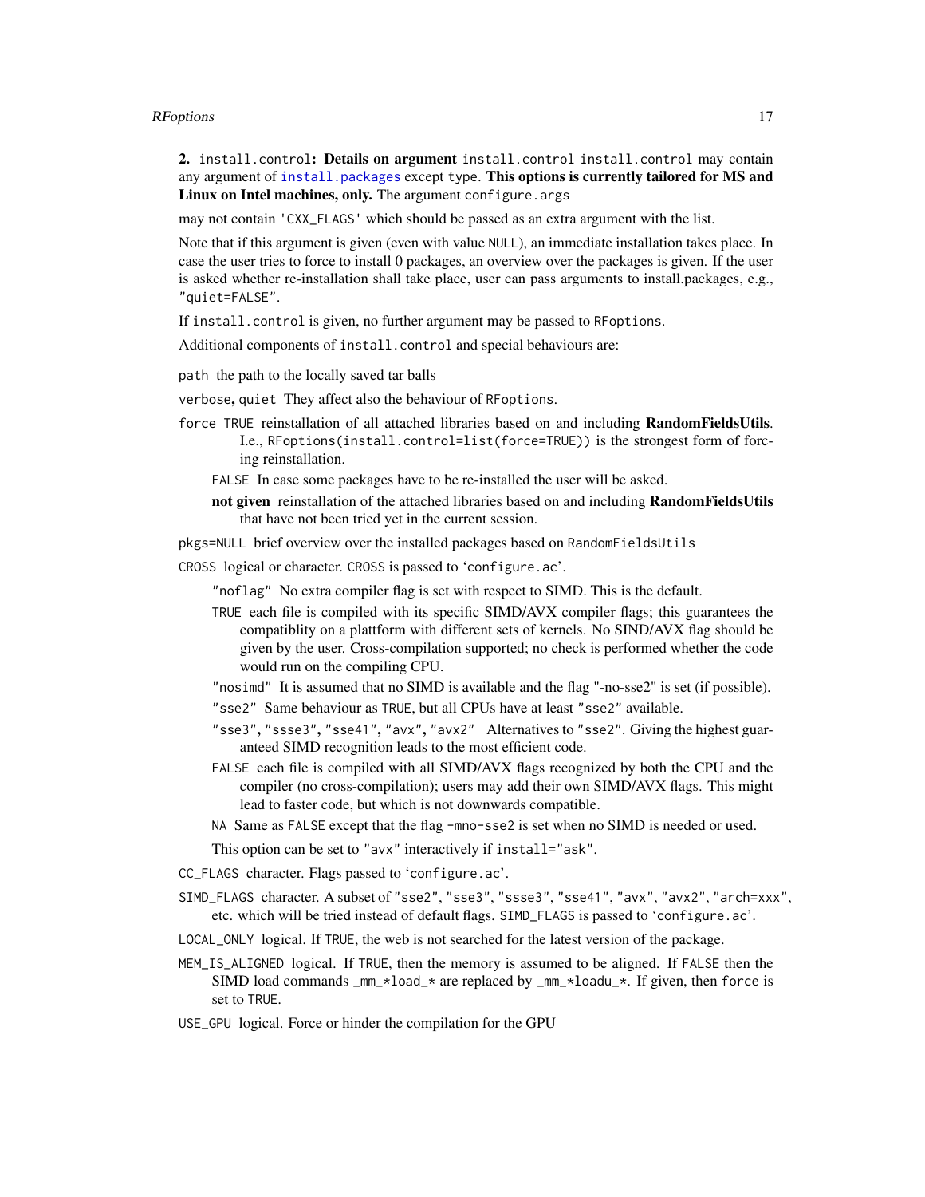**2.** `install.control`**: Details on argument** `install.control` `install.control` may contain any argument of `install.packages` except `type`. **This options is currently tailored for MS and Linux on Intel machines, only.** The argument `configure.args`

may not contain `'CXX_FLAGS'` which should be passed as an extra argument with the list.

Note that if this argument is given (even with value `NULL`), an immediate installation takes place. In case the user tries to force to install 0 packages, an overview over the packages is given. If the user is asked whether re-installation shall take place, user can pass arguments to install.packages, e.g., `"quiet=FALSE"`.

If `install.control` is given, no further argument may be passed to `RFoptions`.

Additional components of `install.control` and special behaviours are:

`path` the path to the locally saved tar balls

`verbose`, `quiet` They affect also the behaviour of `RFoptions`.

`force` `TRUE` reinstallation of all attached libraries based on and including **RandomFieldsUtils**. I.e., `RFoptions(install.control=list(force=TRUE))` is the strongest form of forcing reinstallation.

- `FALSE` In case some packages have to be re-installed the user will be asked.
- **not given** reinstallation of the attached libraries based on and including **RandomFieldsUtils** that have not been tried yet in the current session.

`pkgs=NULL` brief overview over the installed packages based on `RandomFieldsUtils`

`CROSS` logical or character. `CROSS` is passed to '`configure.ac`'.

- `"noflag"` No extra compiler flag is set with respect to SIMD. This is the default.
- `TRUE` each file is compiled with its specific SIMD/AVX compiler flags; this guarantees the compatiblity on a plattform with different sets of kernels. No SIND/AVX flag should be given by the user. Cross-compilation supported; no check is performed whether the code would run on the compiling CPU.
- `"nosimd"` It is assumed that no SIMD is available and the flag "-no-sse2" is set (if possible).
- `"sse2"` Same behaviour as `TRUE`, but all CPUs have at least `"sse2"` available.
- `"sse3"`, `"ssse3"`, `"sse41"`, `"avx"`, `"avx2"` Alternatives to `"sse2"`. Giving the highest guaranteed SIMD recognition leads to the most efficient code.
- `FALSE` each file is compiled with all SIMD/AVX flags recognized by both the CPU and the compiler (no cross-compilation); users may add their own SIMD/AVX flags. This might lead to faster code, but which is not downwards compatible.
- `NA` Same as `FALSE` except that the flag `-mno-sse2` is set when no SIMD is needed or used.

This option can be set to `"avx"` interactively if `install="ask"`.

`CC_FLAGS` character. Flags passed to '`configure.ac`'.

`SIMD_FLAGS` character. A subset of `"sse2"`, `"sse3"`, `"ssse3"`, `"sse41"`, `"avx"`, `"avx2"`, `"arch=xxx"`, etc. which will be tried instead of default flags. `SIMD_FLAGS` is passed to '`configure.ac`'.

`LOCAL_ONLY` logical. If `TRUE`, the web is not searched for the latest version of the package.

`MEM_IS_ALIGNED` logical. If `TRUE`, then the memory is assumed to be aligned. If `FALSE` then the SIMD load commands `_mm_*load_*` are replaced by `_mm_*loadu_*`. If given, then `force` is set to `TRUE`.

`USE_GPU` logical. Force or hinder the compilation for the GPU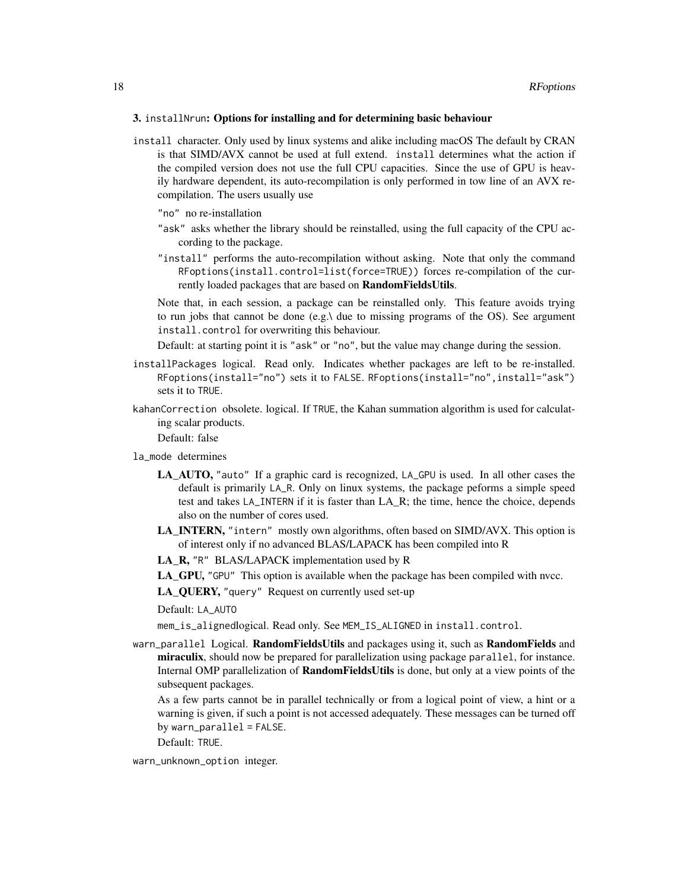**3.** `installNrun`**: Options for installing and for determining basic behaviour**

`install` character. Only used by linux systems and alike including macOS The default by CRAN is that SIMD/AVX cannot be used at full extend. `install` determines what the action if the compiled version does not use the full CPU capacities. Since the use of GPU is heavily hardware dependent, its auto-recompilation is only performed in tow line of an AVX recompilation. The users usually use

> `"no"` no re-installation
>
> `"ask"` asks whether the library should be reinstalled, using the full capacity of the CPU according to the package.
>
> `"install"` performs the auto-recompilation without asking. Note that only the command `RFoptions(install.control=list(force=TRUE))` forces re-compilation of the currently loaded packages that are based on **RandomFieldsUtils**.

> Note that, in each session, a package can be reinstalled only. This feature avoids trying to run jobs that cannot be done (e.g.\ due to missing programs of the OS). See argument `install.control` for overwriting this behaviour.
>
> Default: at starting point it is `"ask"` or `"no"`, but the value may change during the session.

`installPackages` logical. Read only. Indicates whether packages are left to be re-installed. `RFoptions(install="no")` sets it to `FALSE`. `RFoptions(install="no",install="ask")` sets it to `TRUE`.

`kahanCorrection` obsolete. logical. If `TRUE`, the Kahan summation algorithm is used for calculating scalar products.

> Default: false

`la_mode` determines

> **LA_AUTO,** `"auto"` If a graphic card is recognized, `LA_GPU` is used. In all other cases the default is primarily `LA_R`. Only on linux systems, the package peforms a simple speed test and takes `LA_INTERN` if it is faster than LA_R; the time, hence the choice, depends also on the number of cores used.
>
> **LA_INTERN,** `"intern"` mostly own algorithms, often based on SIMD/AVX. This option is of interest only if no advanced BLAS/LAPACK has been compiled into R
>
> **LA_R,** `"R"` BLAS/LAPACK implementation used by R
>
> **LA_GPU,** `"GPU"` This option is available when the package has been compiled with nvcc.
>
> **LA_QUERY,** `"query"` Request on currently used set-up
>
> Default: `LA_AUTO`
>
> `mem_is_aligned`logical. Read only. See `MEM_IS_ALIGNED` in `install.control`.

`warn_parallel` Logical. **RandomFieldsUtils** and packages using it, such as **RandomFields** and **miraculix**, should now be prepared for parallelization using package `parallel`, for instance. Internal OMP parallelization of **RandomFieldsUtils** is done, but only at a view points of the subsequent packages.

> As a few parts cannot be in parallel technically or from a logical point of view, a hint or a warning is given, if such a point is not accessed adequately. These messages can be turned off by `warn_parallel = FALSE`.
>
> Default: `TRUE`.

`warn_unknown_option` integer.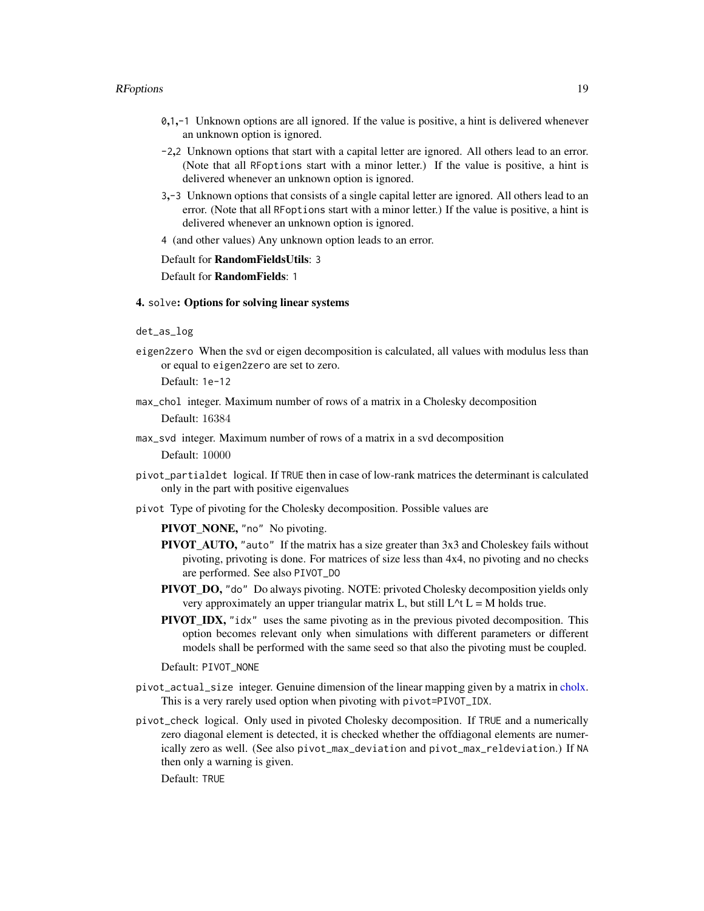0,1,-1 Unknown options are all ignored. If the value is positive, a hint is delivered whenever an unknown option is ignored.

-2,2 Unknown options that start with a capital letter are ignored. All others lead to an error. (Note that all RFoptions start with a minor letter.) If the value is positive, a hint is delivered whenever an unknown option is ignored.

3,-3 Unknown options that consists of a single capital letter are ignored. All others lead to an error. (Note that all RFoptions start with a minor letter.) If the value is positive, a hint is delivered whenever an unknown option is ignored.

4 (and other values) Any unknown option leads to an error.

Default for **RandomFieldsUtils**: 3

Default for **RandomFields**: 1

#### 4. solve: Options for solving linear systems

det_as_log

eigen2zero When the svd or eigen decomposition is calculated, all values with modulus less than or equal to eigen2zero are set to zero.

Default: 1e-12

max_chol integer. Maximum number of rows of a matrix in a Cholesky decomposition

Default: 16384

max_svd integer. Maximum number of rows of a matrix in a svd decomposition

Default: 10000

pivot_partialdet logical. If TRUE then in case of low-rank matrices the determinant is calculated only in the part with positive eigenvalues

pivot Type of pivoting for the Cholesky decomposition. Possible values are

- **PIVOT_NONE,** "no" No pivoting.
- **PIVOT_AUTO,** "auto" If the matrix has a size greater than 3x3 and Choleskey fails without pivoting, privoting is done. For matrices of size less than 4x4, no pivoting and no checks are performed. See also PIVOT_DO
- **PIVOT_DO,** "do" Do always pivoting. NOTE: privoted Cholesky decomposition yields only very approximately an upper triangular matrix L, but still L^t L = M holds true.
- **PIVOT_IDX,** "idx" uses the same pivoting as in the previous pivoted decomposition. This option becomes relevant only when simulations with different parameters or different models shall be performed with the same seed so that also the pivoting must be coupled.

Default: PIVOT_NONE

pivot_actual_size integer. Genuine dimension of the linear mapping given by a matrix in cholx. This is a very rarely used option when pivoting with pivot=PIVOT_IDX.

pivot_check logical. Only used in pivoted Cholesky decomposition. If TRUE and a numerically zero diagonal element is detected, it is checked whether the offdiagonal elements are numerically zero as well. (See also pivot_max_deviation and pivot_max_reldeviation.) If NA then only a warning is given.

Default: TRUE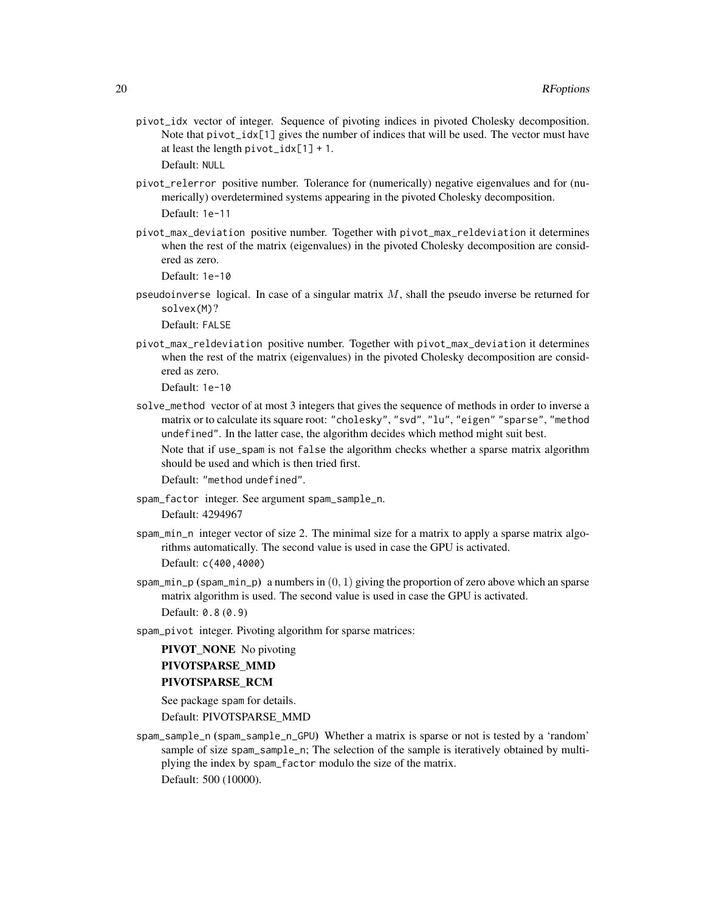pivot_idx vector of integer. Sequence of pivoting indices in pivoted Cholesky decomposition. Note that pivot_idx[1] gives the number of indices that will be used. The vector must have at least the length pivot_idx[1] + 1.

Default: NULL

pivot_relerror positive number. Tolerance for (numerically) negative eigenvalues and for (numerically) overdetermined systems appearing in the pivoted Cholesky decomposition.

Default: 1e-11

pivot_max_deviation positive number. Together with pivot_max_reldeviation it determines when the rest of the matrix (eigenvalues) in the pivoted Cholesky decomposition are considered as zero.

Default: 1e-10

pseudoinverse logical. In case of a singular matrix $M$, shall the pseudo inverse be returned for solvex(M)?

Default: FALSE

pivot_max_reldeviation positive number. Together with pivot_max_deviation it determines when the rest of the matrix (eigenvalues) in the pivoted Cholesky decomposition are considered as zero.

Default: 1e-10

solve_method vector of at most 3 integers that gives the sequence of methods in order to inverse a matrix or to calculate its square root: "cholesky", "svd", "lu", "eigen" "sparse", "method undefined". In the latter case, the algorithm decides which method might suit best.

Note that if use_spam is not false the algorithm checks whether a sparse matrix algorithm should be used and which is then tried first.

Default: "method undefined".

spam_factor integer. See argument spam_sample_n.

Default: 4294967

spam_min_n integer vector of size 2. The minimal size for a matrix to apply a sparse matrix algorithms automatically. The second value is used in case the GPU is activated.

Default: c(400,4000)

spam_min_p (spam_min_p) a numbers in $(0, 1)$ giving the proportion of zero above which an sparse matrix algorithm is used. The second value is used in case the GPU is activated.

Default: 0.8 (0.9)

spam_pivot integer. Pivoting algorithm for sparse matrices:

**PIVOT_NONE** No pivoting

**PIVOTSPARSE_MMD**

**PIVOTSPARSE_RCM**

See package spam for details.

Default: PIVOTSPARSE_MMD

spam_sample_n (spam_sample_n_GPU) Whether a matrix is sparse or not is tested by a 'random' sample of size spam_sample_n; The selection of the sample is iteratively obtained by multiplying the index by spam_factor modulo the size of the matrix.

Default: 500 (10000).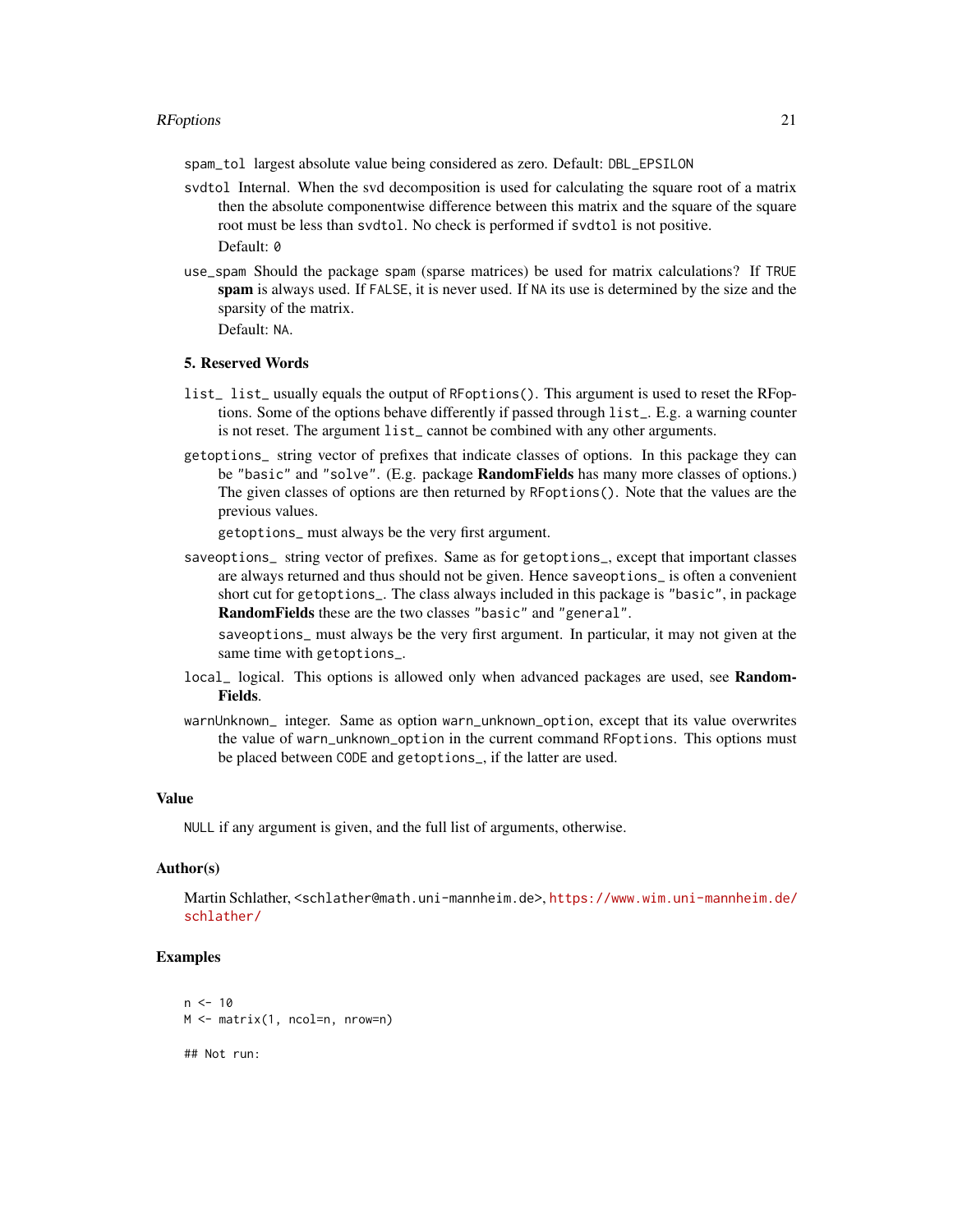`spam_tol` largest absolute value being considered as zero. Default: `DBL_EPSILON`

`svdtol` Internal. When the svd decomposition is used for calculating the square root of a matrix then the absolute componentwise difference between this matrix and the square of the square root must be less than `svdtol`. No check is performed if `svdtol` is not positive.

Default: `0`

`use_spam` Should the package `spam` (sparse matrices) be used for matrix calculations? If `TRUE` **spam** is always used. If `FALSE`, it is never used. If `NA` its use is determined by the size and the sparsity of the matrix.

Default: `NA`.

**5. Reserved Words**

`list_` `list_` usually equals the output of `RFoptions()`. This argument is used to reset the RFoptions. Some of the options behave differently if passed through `list_`. E.g. a warning counter is not reset. The argument `list_` cannot be combined with any other arguments.

`getoptions_` string vector of prefixes that indicate classes of options. In this package they can be `"basic"` and `"solve"`. (E.g. package **RandomFields** has many more classes of options.) The given classes of options are then returned by `RFoptions()`. Note that the values are the previous values.

`getoptions_` must always be the very first argument.

`saveoptions_` string vector of prefixes. Same as for `getoptions_`, except that important classes are always returned and thus should not be given. Hence `saveoptions_` is often a convenient short cut for `getoptions_`. The class always included in this package is `"basic"`, in package **RandomFields** these are the two classes `"basic"` and `"general"`.

`saveoptions_` must always be the very first argument. In particular, it may not given at the same time with `getoptions_`.

`local_` logical. This options is allowed only when advanced packages are used, see **RandomFields**.

`warnUnknown_` integer. Same as option `warn_unknown_option`, except that its value overwrites the value of `warn_unknown_option` in the current command `RFoptions`. This options must be placed between `CODE` and `getoptions_`, if the latter are used.

## Value

`NULL` if any argument is given, and the full list of arguments, otherwise.

## Author(s)

Martin Schlather, <schlather@math.uni-mannheim.de>, https://www.wim.uni-mannheim.de/schlather/

## Examples

```
n <- 10
M <- matrix(1, ncol=n, nrow=n)

## Not run:
```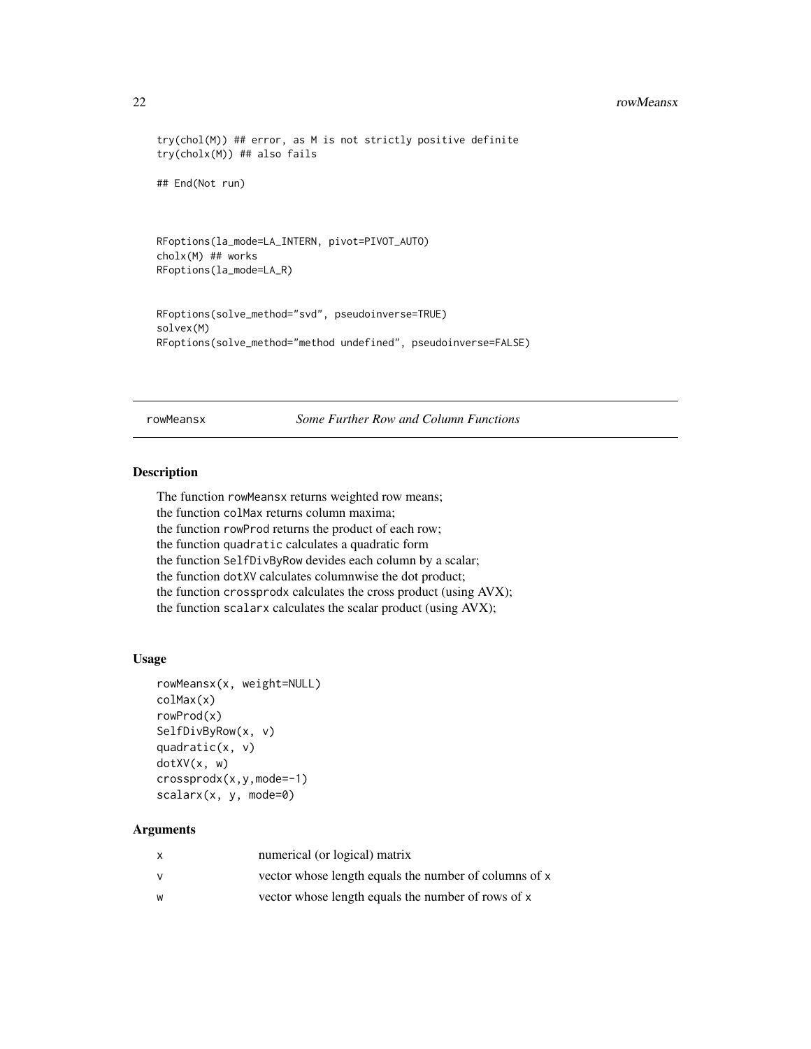```
try(chol(M)) ## error, as M is not strictly positive definite
try(cholx(M)) ## also fails

## End(Not run)



RFoptions(la_mode=LA_INTERN, pivot=PIVOT_AUTO)
cholx(M) ## works
RFoptions(la_mode=LA_R)


RFoptions(solve_method="svd", pseudoinverse=TRUE)
solvex(M)
RFoptions(solve_method="method undefined", pseudoinverse=FALSE)
```

---

rowMeansx *Some Further Row and Column Functions*

---

## Description

The function `rowMeansx` returns weighted row means;
the function `colMax` returns column maxima;
the function `rowProd` returns the product of each row;
the function `quadratic` calculates a quadratic form
the function `SelfDivByRow` devides each column by a scalar;
the function `dotXV` calculates columnwise the dot product;
the function `crossprodx` calculates the cross product (using AVX);
the function `scalarx` calculates the scalar product (using AVX);

## Usage

```
rowMeansx(x, weight=NULL)
colMax(x)
rowProd(x)
SelfDivByRow(x, v)
quadratic(x, v)
dotXV(x, w)
crossprodx(x,y,mode=-1)
scalarx(x, y, mode=0)
```

## Arguments

| | |
|---|---|
| x | numerical (or logical) matrix |
| v | vector whose length equals the number of columns of x |
| w | vector whose length equals the number of rows of x |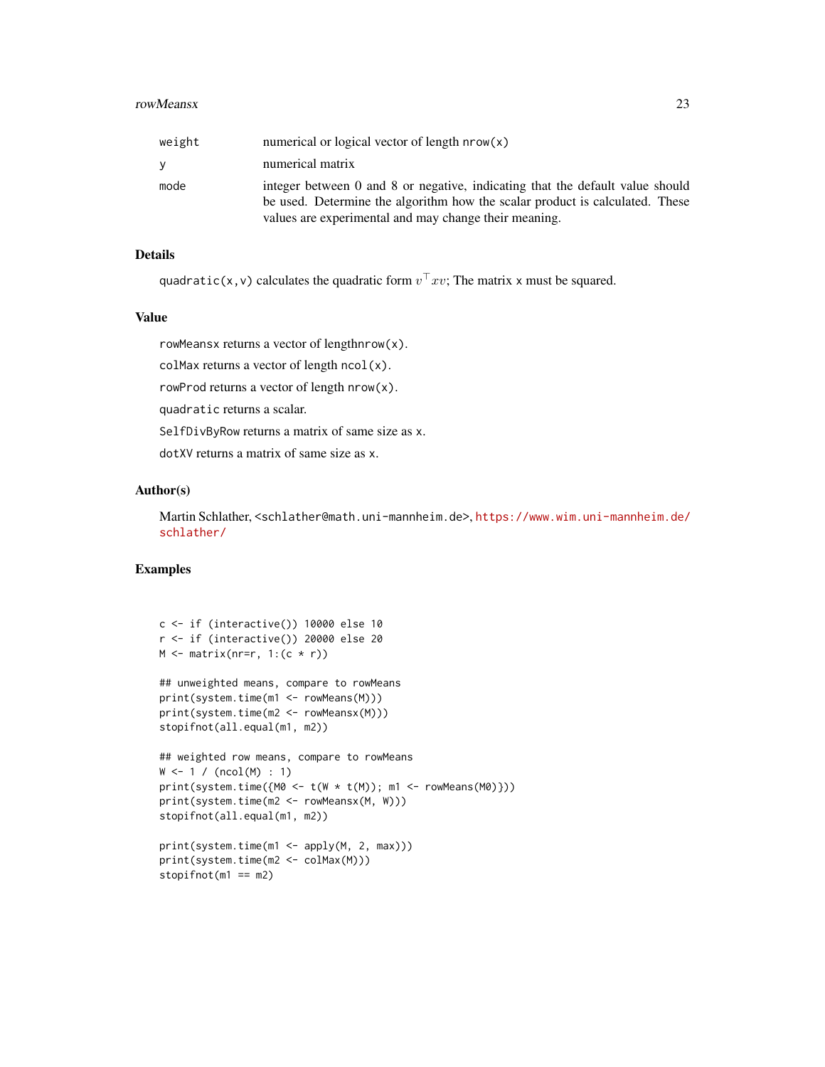| | |
|---|---|
| weight | numerical or logical vector of length nrow(x) |
| y | numerical matrix |
| mode | integer between 0 and 8 or negative, indicating that the default value should be used. Determine the algorithm how the scalar product is calculated. These values are experimental and may change their meaning. |

## Details

quadratic(x,v) calculates the quadratic form $v^\top xv$; The matrix x must be squared.

## Value

rowMeansx returns a vector of lengthnrow(x).

colMax returns a vector of length ncol(x).

rowProd returns a vector of length nrow(x).

quadratic returns a scalar.

SelfDivByRow returns a matrix of same size as x.

dotXV returns a matrix of same size as x.

## Author(s)

Martin Schlather, <schlather@math.uni-mannheim.de>, https://www.wim.uni-mannheim.de/schlather/

## Examples

```
c <- if (interactive()) 10000 else 10
r <- if (interactive()) 20000 else 20
M <- matrix(nr=r, 1:(c * r))

## unweighted means, compare to rowMeans
print(system.time(m1 <- rowMeans(M)))
print(system.time(m2 <- rowMeansx(M)))
stopifnot(all.equal(m1, m2))

## weighted row means, compare to rowMeans
W <- 1 / (ncol(M) : 1)
print(system.time({M0 <- t(W * t(M)); m1 <- rowMeans(M0)}))
print(system.time(m2 <- rowMeansx(M, W)))
stopifnot(all.equal(m1, m2))

print(system.time(m1 <- apply(M, 2, max)))
print(system.time(m2 <- colMax(M)))
stopifnot(m1 == m2)
```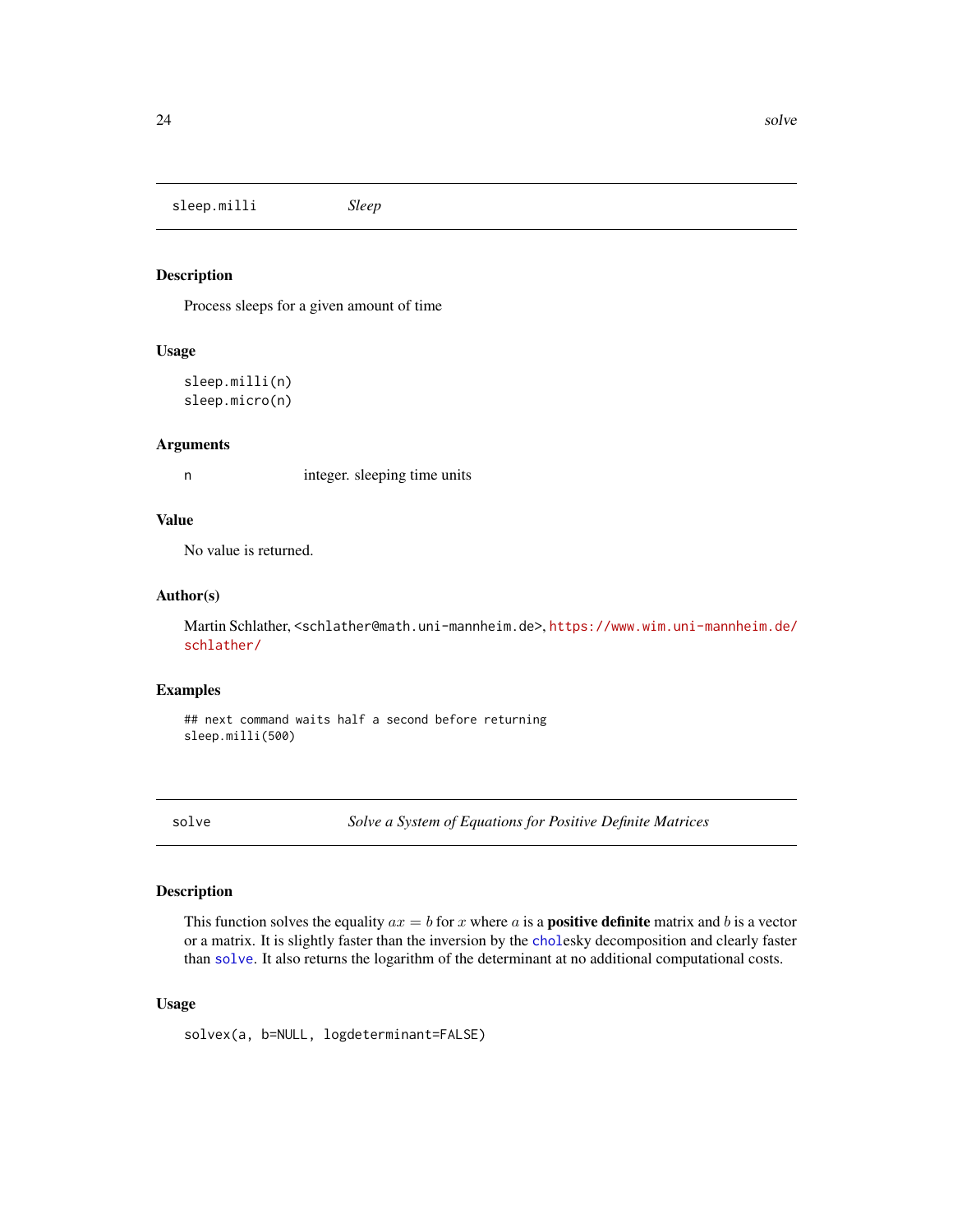## sleep.milli — *Sleep*

### Description

Process sleeps for a given amount of time

### Usage

```
sleep.milli(n)
sleep.micro(n)
```

### Arguments

| | |
|---|---|
| `n` | integer. sleeping time units |

### Value

No value is returned.

### Author(s)

Martin Schlather, <schlather@math.uni-mannheim.de>, https://www.wim.uni-mannheim.de/schlather/

### Examples

```
## next command waits half a second before returning
sleep.milli(500)
```

## solve — *Solve a System of Equations for Positive Definite Matrices*

### Description

This function solves the equality $ax = b$ for $x$ where $a$ is a **positive definite** matrix and $b$ is a vector or a matrix. It is slightly faster than the inversion by the cholesky decomposition and clearly faster than solve. It also returns the logarithm of the determinant at no additional computational costs.

### Usage

```
solvex(a, b=NULL, logdeterminant=FALSE)
```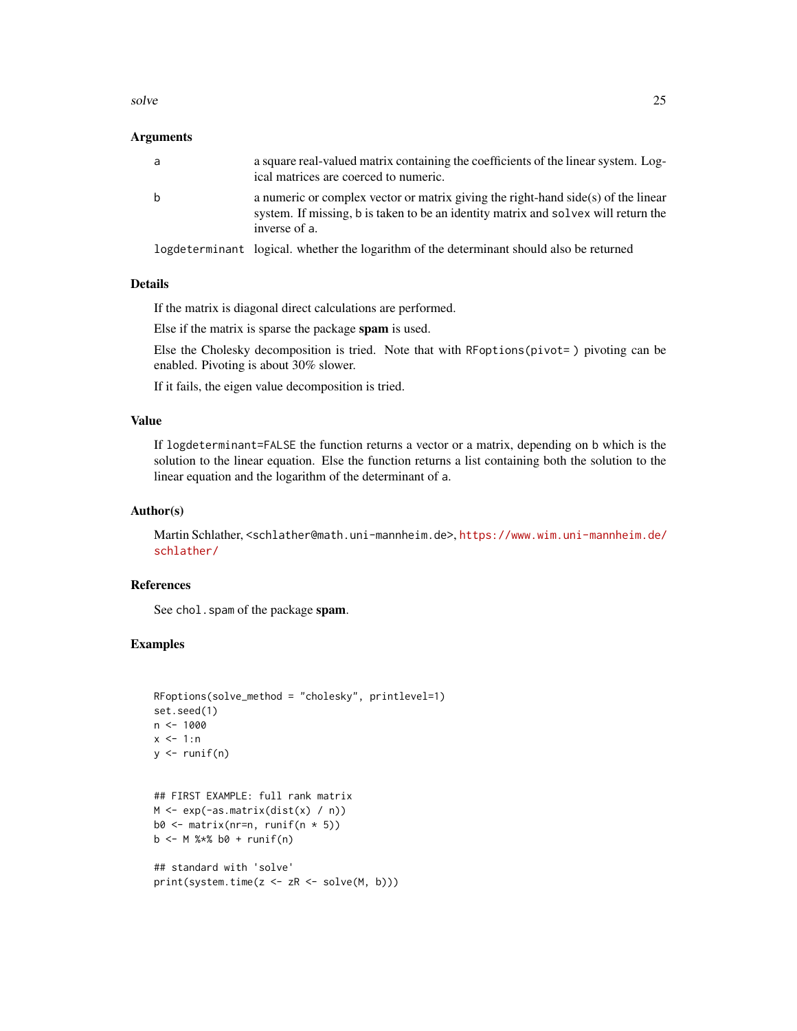### Arguments

| | |
|---|---|
| `a` | a square real-valued matrix containing the coefficients of the linear system. Logical matrices are coerced to numeric. |
| `b` | a numeric or complex vector or matrix giving the right-hand side(s) of the linear system. If missing, `b` is taken to be an identity matrix and `solvex` will return the inverse of `a`. |
| `logdeterminant` | logical. whether the logarithm of the determinant should also be returned |

### Details

If the matrix is diagonal direct calculations are performed.

Else if the matrix is sparse the package **spam** is used.

Else the Cholesky decomposition is tried. Note that with `RFoptions(pivot= )` pivoting can be enabled. Pivoting is about 30% slower.

If it fails, the eigen value decomposition is tried.

### Value

If `logdeterminant=FALSE` the function returns a vector or a matrix, depending on `b` which is the solution to the linear equation. Else the function returns a list containing both the solution to the linear equation and the logarithm of the determinant of `a`.

### Author(s)

Martin Schlather, <schlather@math.uni-mannheim.de>, https://www.wim.uni-mannheim.de/schlather/

### References

See `chol.spam` of the package **spam**.

### Examples

```
RFoptions(solve_method = "cholesky", printlevel=1)
set.seed(1)
n <- 1000
x <- 1:n
y <- runif(n)


## FIRST EXAMPLE: full rank matrix
M <- exp(-as.matrix(dist(x) / n))
b0 <- matrix(nr=n, runif(n * 5))
b <- M %*% b0 + runif(n)

## standard with 'solve'
print(system.time(z <- zR <- solve(M, b)))
```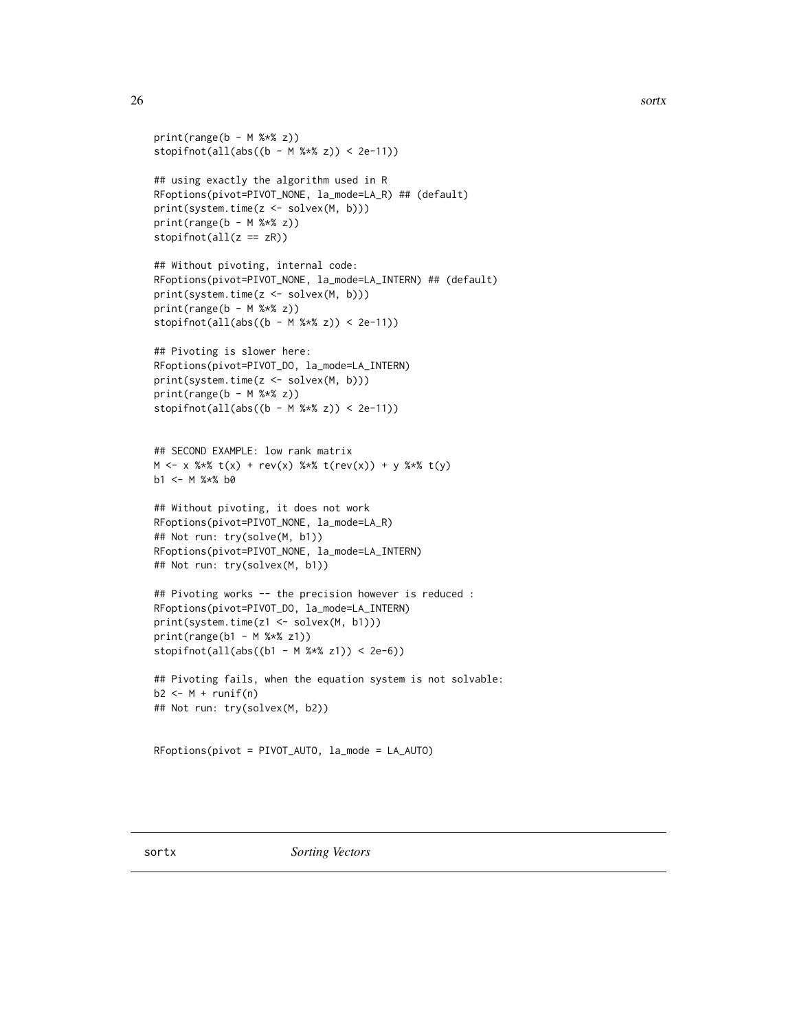```
print(range(b - M %*% z))
stopifnot(all(abs((b - M %*% z)) < 2e-11))

## using exactly the algorithm used in R
RFoptions(pivot=PIVOT_NONE, la_mode=LA_R) ## (default)
print(system.time(z <- solvex(M, b)))
print(range(b - M %*% z))
stopifnot(all(z == zR))

## Without pivoting, internal code:
RFoptions(pivot=PIVOT_NONE, la_mode=LA_INTERN) ## (default)
print(system.time(z <- solvex(M, b)))
print(range(b - M %*% z))
stopifnot(all(abs((b - M %*% z)) < 2e-11))

## Pivoting is slower here:
RFoptions(pivot=PIVOT_DO, la_mode=LA_INTERN)
print(system.time(z <- solvex(M, b)))
print(range(b - M %*% z))
stopifnot(all(abs((b - M %*% z)) < 2e-11))


## SECOND EXAMPLE: low rank matrix
M <- x %*% t(x) + rev(x) %*% t(rev(x)) + y %*% t(y)
b1 <- M %*% b0

## Without pivoting, it does not work
RFoptions(pivot=PIVOT_NONE, la_mode=LA_R)
## Not run: try(solve(M, b1))
RFoptions(pivot=PIVOT_NONE, la_mode=LA_INTERN)
## Not run: try(solvex(M, b1))

## Pivoting works -- the precision however is reduced :
RFoptions(pivot=PIVOT_DO, la_mode=LA_INTERN)
print(system.time(z1 <- solvex(M, b1)))
print(range(b1 - M %*% z1))
stopifnot(all(abs((b1 - M %*% z1)) < 2e-6))

## Pivoting fails, when the equation system is not solvable:
b2 <- M + runif(n)
## Not run: try(solvex(M, b2))


RFoptions(pivot = PIVOT_AUTO, la_mode = LA_AUTO)
```

---

`sortx` *Sorting Vectors*

---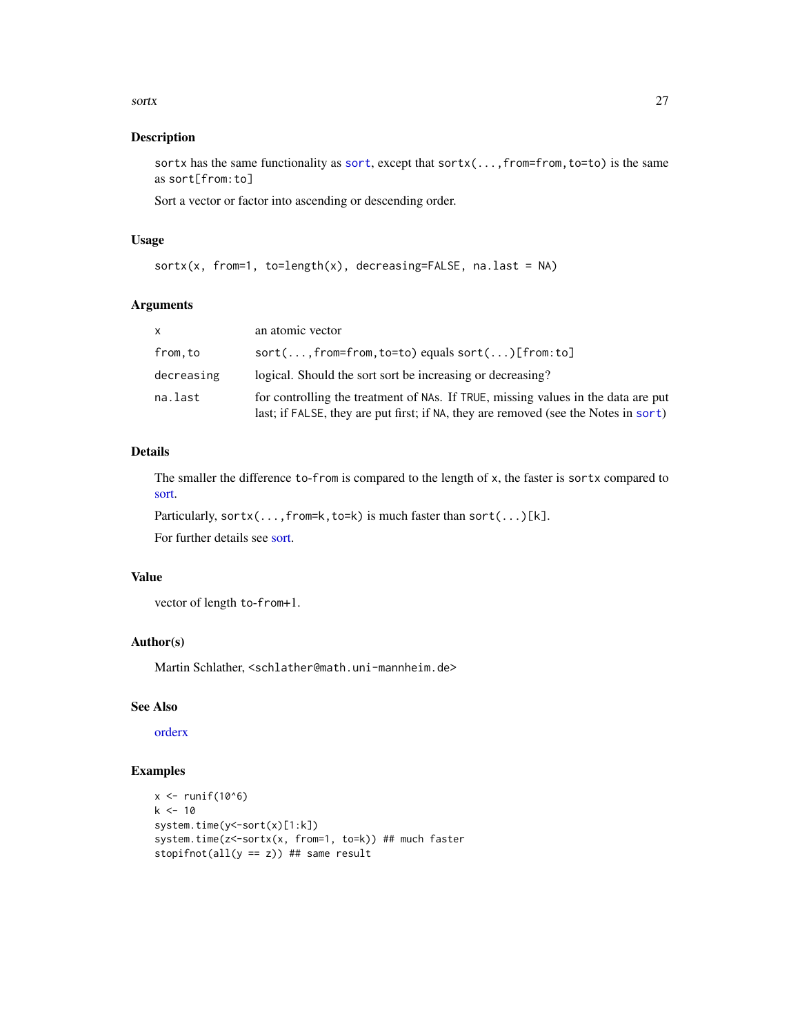## Description

`sortx` has the same functionality as `sort`, except that `sortx(...,from=from,to=to)` is the same as `sort[from:to]`

Sort a vector or factor into ascending or descending order.

## Usage

```
sortx(x, from=1, to=length(x), decreasing=FALSE, na.last = NA)
```

## Arguments

| | |
|---|---|
| `x` | an atomic vector |
| `from,to` | `sort(...,from=from,to=to)` equals `sort(...)[from:to]` |
| `decreasing` | logical. Should the sort sort be increasing or decreasing? |
| `na.last` | for controlling the treatment of `NA`s. If `TRUE`, missing values in the data are put last; if `FALSE`, they are put first; if `NA`, they are removed (see the Notes in `sort`) |

## Details

The smaller the difference `to-from` is compared to the length of `x`, the faster is `sortx` compared to sort.

Particularly, `sortx(...,from=k,to=k)` is much faster than `sort(...)[k]`.

For further details see sort.

## Value

vector of length `to-from+1`.

## Author(s)

Martin Schlather, <schlather@math.uni-mannheim.de>

## See Also

orderx

## Examples

```
x <- runif(10^6)
k <- 10
system.time(y<-sort(x)[1:k])
system.time(z<-sortx(x, from=1, to=k)) ## much faster
stopifnot(all(y == z)) ## same result
```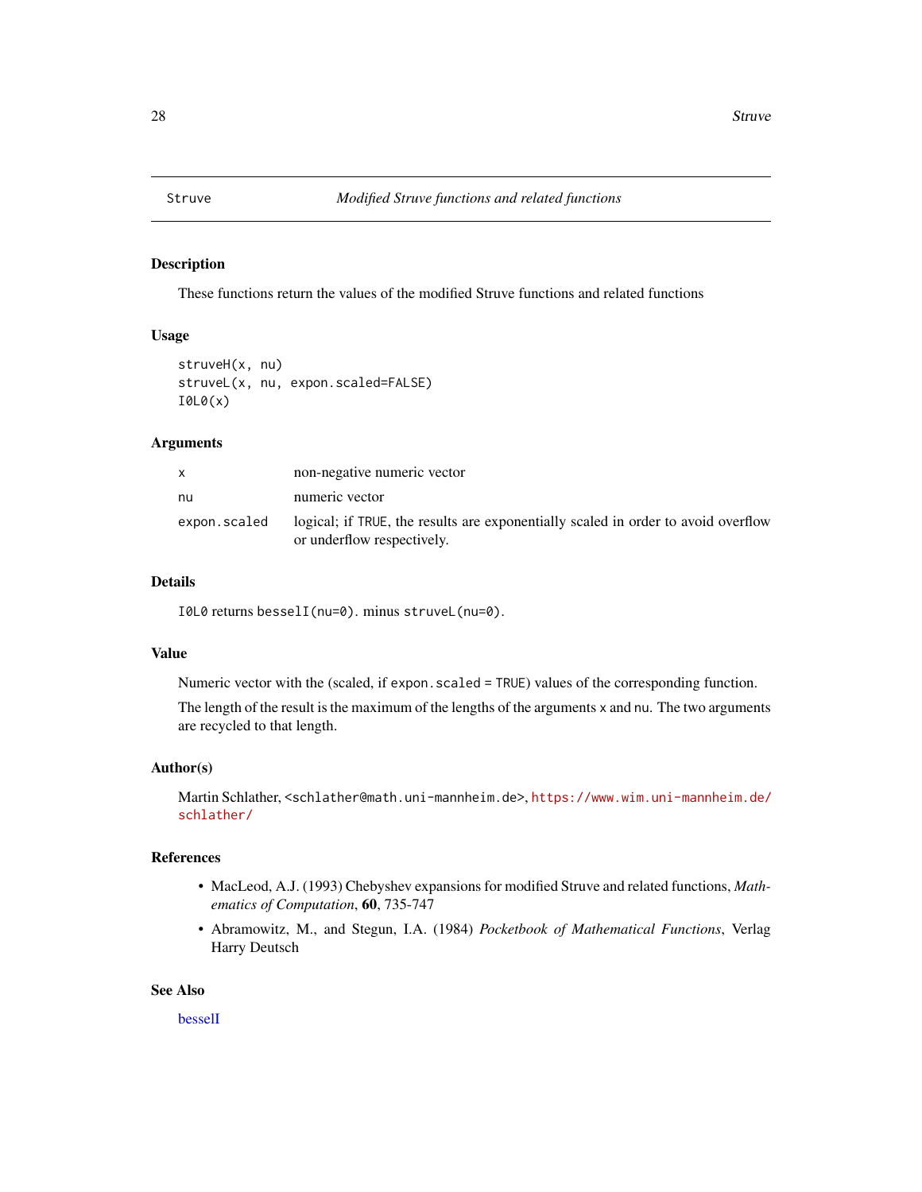# Struve — *Modified Struve functions and related functions*

## Description

These functions return the values of the modified Struve functions and related functions

## Usage

```
struveH(x, nu)
struveL(x, nu, expon.scaled=FALSE)
I0L0(x)
```

## Arguments

| | |
|---|---|
| `x` | non-negative numeric vector |
| `nu` | numeric vector |
| `expon.scaled` | logical; if `TRUE`, the results are exponentially scaled in order to avoid overflow or underflow respectively. |

## Details

`I0L0` returns `besselI(nu=0)`. minus `struveL(nu=0)`.

## Value

Numeric vector with the (scaled, if `expon.scaled = TRUE`) values of the corresponding function.

The length of the result is the maximum of the lengths of the arguments `x` and `nu`. The two arguments are recycled to that length.

## Author(s)

Martin Schlather, <schlather@math.uni-mannheim.de>, https://www.wim.uni-mannheim.de/schlather/

## References

- MacLeod, A.J. (1993) Chebyshev expansions for modified Struve and related functions, *Mathematics of Computation*, **60**, 735-747
- Abramowitz, M., and Stegun, I.A. (1984) *Pocketbook of Mathematical Functions*, Verlag Harry Deutsch

## See Also

besselI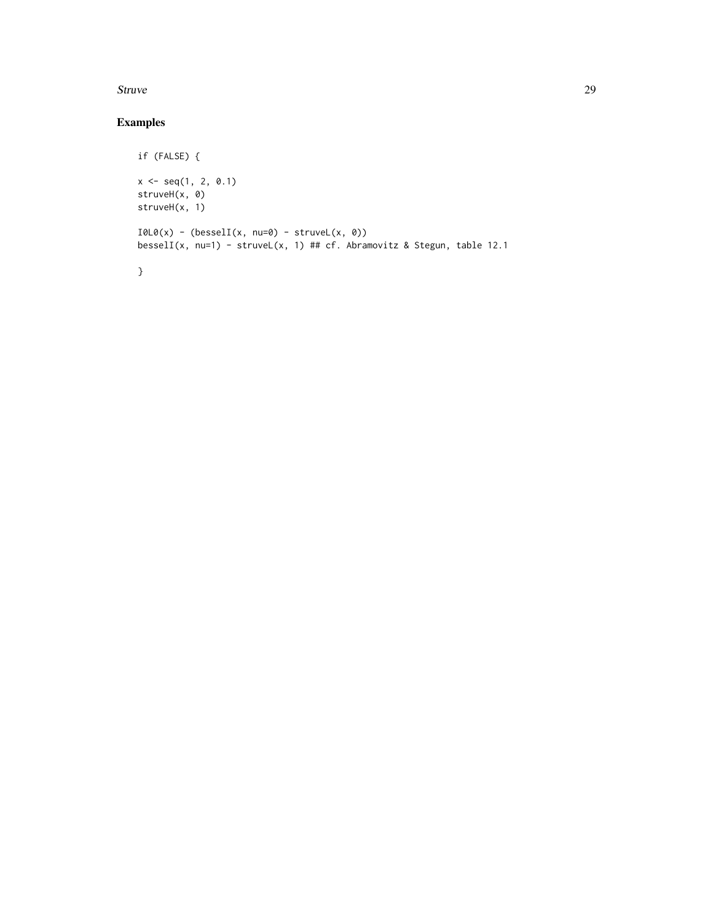## Examples

```
if (FALSE) {

x <- seq(1, 2, 0.1)
struveH(x, 0)
struveH(x, 1)

I0L0(x) - (besselI(x, nu=0) - struveL(x, 0))
besselI(x, nu=1) - struveL(x, 1) ## cf. Abramovitz & Stegun, table 12.1

}
```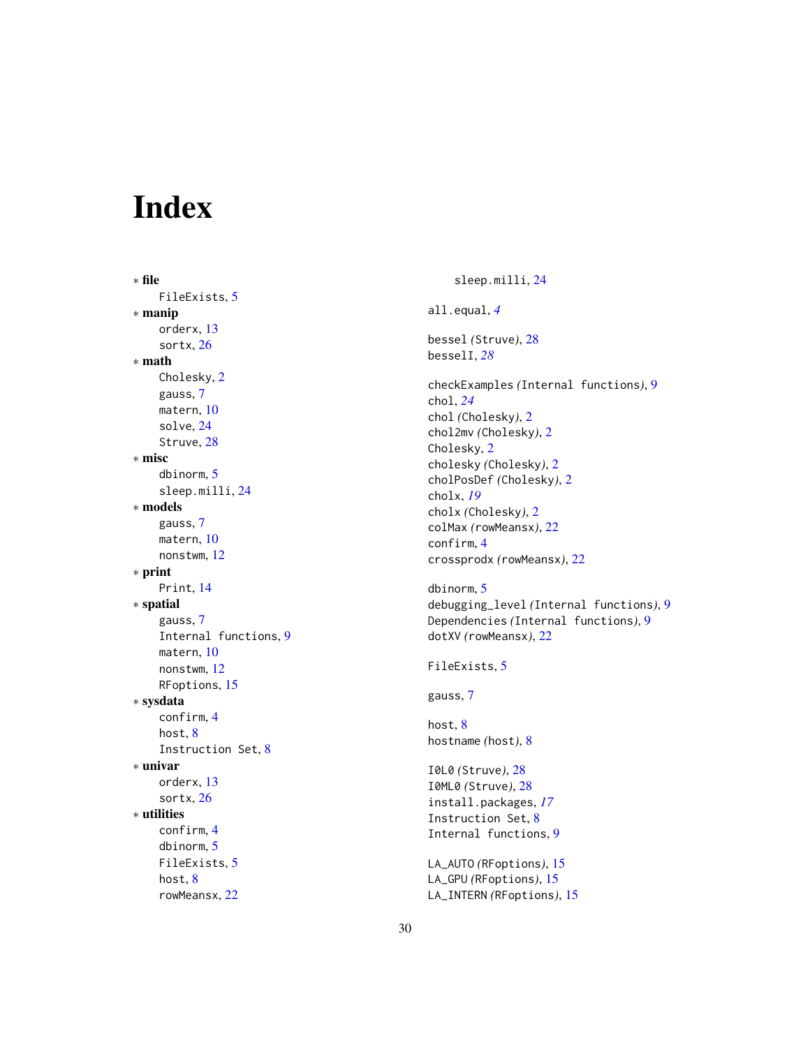# Index

* **file**
    - FileExists, 5
* **manip**
    - orderx, 13
    - sortx, 26
* **math**
    - Cholesky, 2
    - gauss, 7
    - matern, 10
    - solve, 24
    - Struve, 28
* **misc**
    - dbinorm, 5
    - sleep.milli, 24
* **models**
    - gauss, 7
    - matern, 10
    - nonstwm, 12
* **print**
    - Print, 14
* **spatial**
    - gauss, 7
    - Internal functions, 9
    - matern, 10
    - nonstwm, 12
    - RFoptions, 15
* **sysdata**
    - confirm, 4
    - host, 8
    - Instruction Set, 8
* **univar**
    - orderx, 13
    - sortx, 26
* **utilities**
    - confirm, 4
    - dbinorm, 5
    - FileExists, 5
    - host, 8
    - rowMeansx, 22
    - sleep.milli, 24

all.equal, *4*

bessel *(Struve)*, 28
besselI, *28*

checkExamples *(Internal functions)*, 9
chol, *24*
chol *(Cholesky)*, 2
chol2mv *(Cholesky)*, 2
Cholesky, 2
cholesky *(Cholesky)*, 2
cholPosDef *(Cholesky)*, 2
cholx, *19*
cholx *(Cholesky)*, 2
colMax *(rowMeansx)*, 22
confirm, 4
crossprodx *(rowMeansx)*, 22

dbinorm, 5
debugging_level *(Internal functions)*, 9
Dependencies *(Internal functions)*, 9
dotXV *(rowMeansx)*, 22

FileExists, 5

gauss, 7

host, 8
hostname *(host)*, 8

I0L0 *(Struve)*, 28
I0ML0 *(Struve)*, 28
install.packages, *17*
Instruction Set, 8
Internal functions, 9

LA_AUTO *(RFoptions)*, 15
LA_GPU *(RFoptions)*, 15
LA_INTERN *(RFoptions)*, 15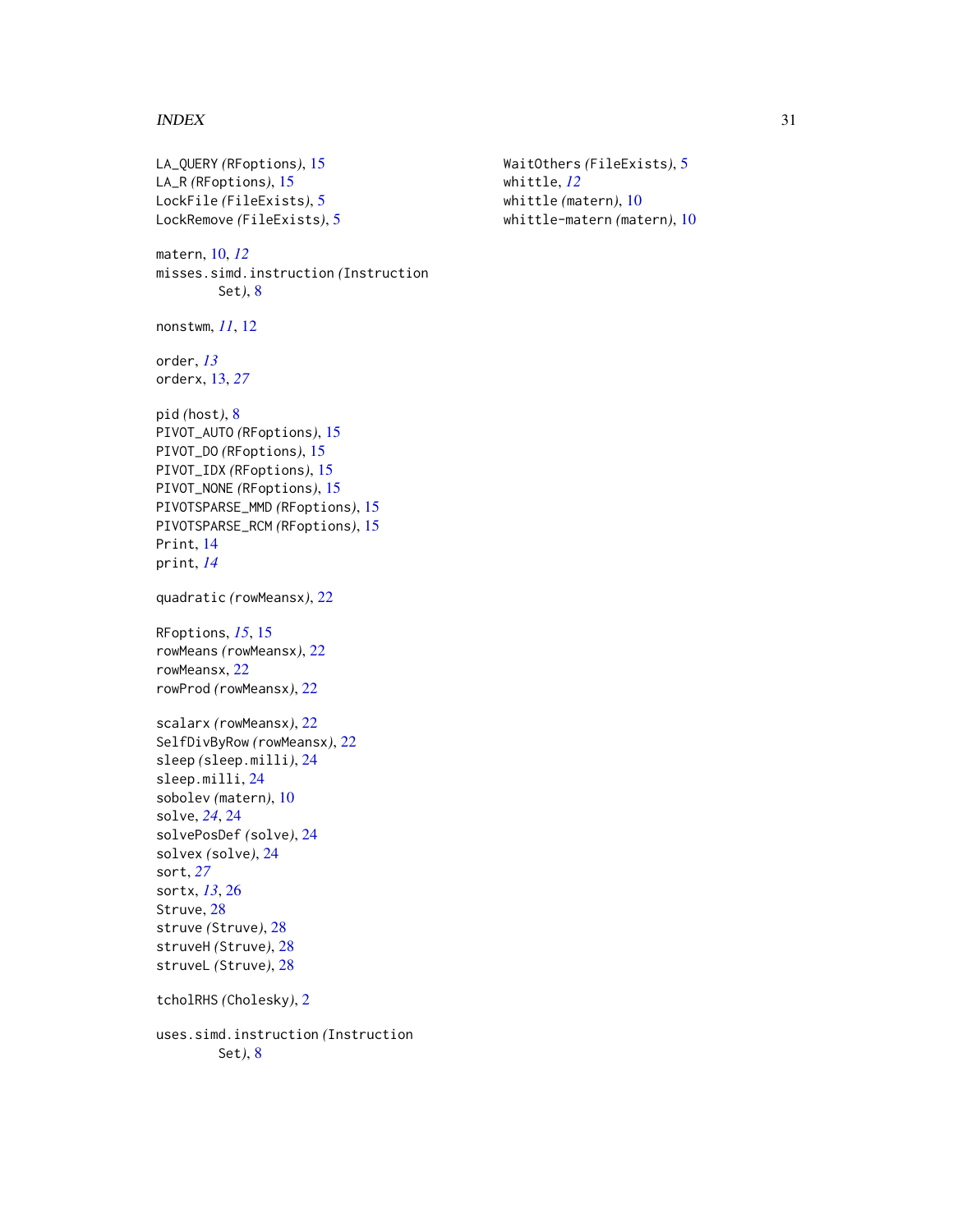LA_QUERY *(RFoptions)*, 15
LA_R *(RFoptions)*, 15
LockFile *(FileExists)*, 5
LockRemove *(FileExists)*, 5

matern, 10, *12*
misses.simd.instruction *(Instruction Set)*, 8

nonstwm, *11*, 12

order, *13*
orderx, 13, *27*

pid *(host)*, 8
PIVOT_AUTO *(RFoptions)*, 15
PIVOT_DO *(RFoptions)*, 15
PIVOT_IDX *(RFoptions)*, 15
PIVOT_NONE *(RFoptions)*, 15
PIVOTSPARSE_MMD *(RFoptions)*, 15
PIVOTSPARSE_RCM *(RFoptions)*, 15
Print, 14
print, *14*

quadratic *(rowMeansx)*, 22

RFoptions, *15*, 15
rowMeans *(rowMeansx)*, 22
rowMeansx, 22
rowProd *(rowMeansx)*, 22

scalarx *(rowMeansx)*, 22
SelfDivByRow *(rowMeansx)*, 22
sleep *(sleep.milli)*, 24
sleep.milli, 24
sobolev *(matern)*, 10
solve, *24*, 24
solvePosDef *(solve)*, 24
solvex *(solve)*, 24
sort, *27*
sortx, *13*, 26
Struve, 28
struve *(Struve)*, 28
struveH *(Struve)*, 28
struveL *(Struve)*, 28

tcholRHS *(Cholesky)*, 2

uses.simd.instruction *(Instruction Set)*, 8

WaitOthers *(FileExists)*, 5
whittle, *12*
whittle *(matern)*, 10
whittle-matern *(matern)*, 10